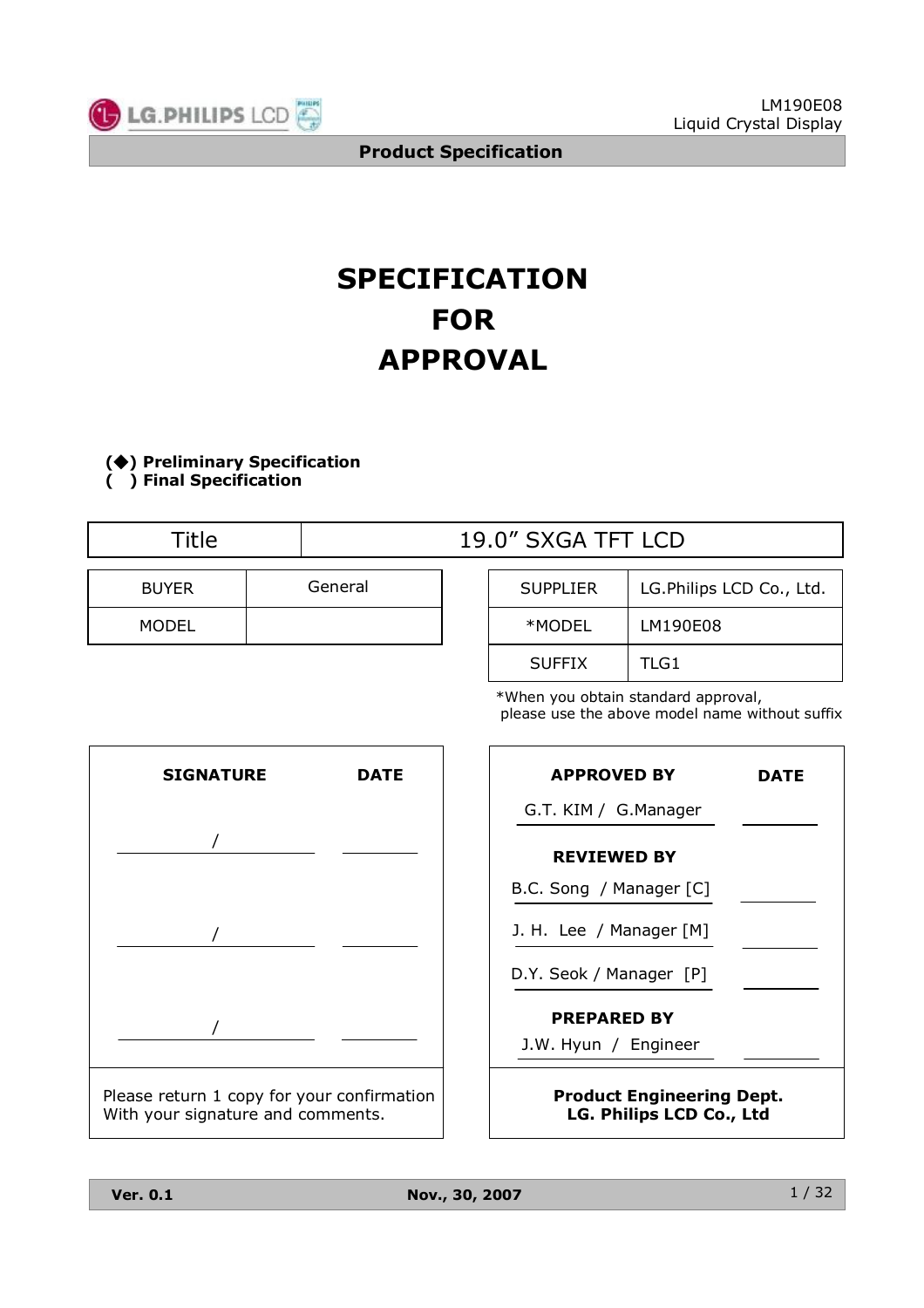# SPECIFICATION FOR APPROVAL

**(◆) Preliminary Specification**
**(  ) Final Specification**

| Title | 19.0” SXGA TFT LCD |
|---|---|

| BUYER | General |
|---|---|
| MODEL | |

| SUPPLIER | LG.Philips LCD Co., Ltd. |
|---|---|
| *MODEL | LM190E08 |
| SUFFIX | TLG1 |

*When you obtain standard approval, please use the above model name without suffix

| SIGNATURE | DATE |
|---|---|
| / | |
| / | |
| / | |

Please return 1 copy for your confirmation With your signature and comments.

| APPROVED BY | DATE |
|---|---|
| G.T. KIM / G.Manager | |
| **REVIEWED BY** | |
| B.C. Song / Manager [C] | |
| J. H. Lee / Manager [M] | |
| D.Y. Seok / Manager [P] | |
| **PREPARED BY** | |
| J.W. Hyun / Engineer | |

**Product Engineering Dept.**
**LG. Philips LCD Co., Ltd**

**Ver. 0.1** **Nov., 30, 2007**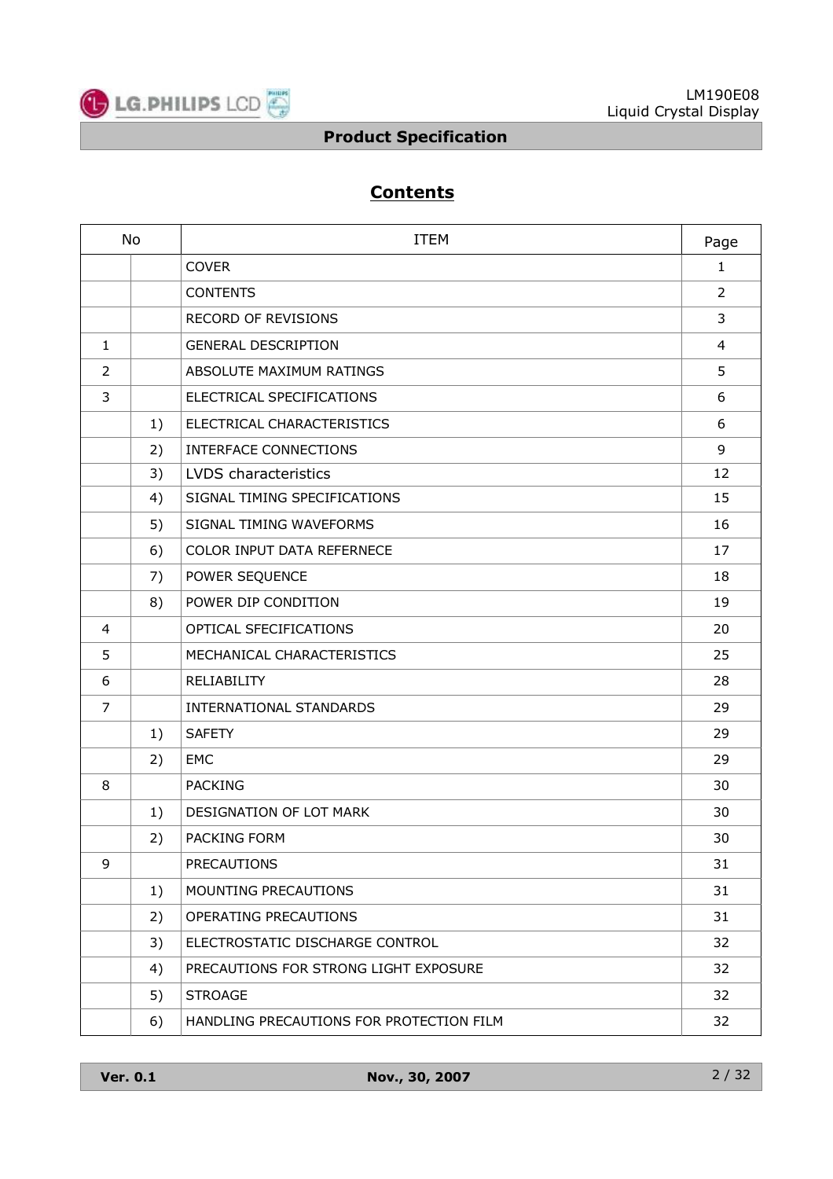# Contents

| No | | ITEM | Page |
|---|---|---|---|
| | | COVER | 1 |
| | | CONTENTS | 2 |
| | | RECORD OF REVISIONS | 3 |
| 1 | | GENERAL DESCRIPTION | 4 |
| 2 | | ABSOLUTE MAXIMUM RATINGS | 5 |
| 3 | | ELECTRICAL SPECIFICATIONS | 6 |
| | 1) | ELECTRICAL CHARACTERISTICS | 6 |
| | 2) | INTERFACE CONNECTIONS | 9 |
| | 3) | LVDS characteristics | 12 |
| | 4) | SIGNAL TIMING SPECIFICATIONS | 15 |
| | 5) | SIGNAL TIMING WAVEFORMS | 16 |
| | 6) | COLOR INPUT DATA REFERNECE | 17 |
| | 7) | POWER SEQUENCE | 18 |
| | 8) | POWER DIP CONDITION | 19 |
| 4 | | OPTICAL SFECIFICATIONS | 20 |
| 5 | | MECHANICAL CHARACTERISTICS | 25 |
| 6 | | RELIABILITY | 28 |
| 7 | | INTERNATIONAL STANDARDS | 29 |
| | 1) | SAFETY | 29 |
| | 2) | EMC | 29 |
| 8 | | PACKING | 30 |
| | 1) | DESIGNATION OF LOT MARK | 30 |
| | 2) | PACKING FORM | 30 |
| 9 | | PRECAUTIONS | 31 |
| | 1) | MOUNTING PRECAUTIONS | 31 |
| | 2) | OPERATING PRECAUTIONS | 31 |
| | 3) | ELECTROSTATIC DISCHARGE CONTROL | 32 |
| | 4) | PRECAUTIONS FOR STRONG LIGHT EXPOSURE | 32 |
| | 5) | STROAGE | 32 |
| | 6) | HANDLING PRECAUTIONS FOR PROTECTION FILM | 32 |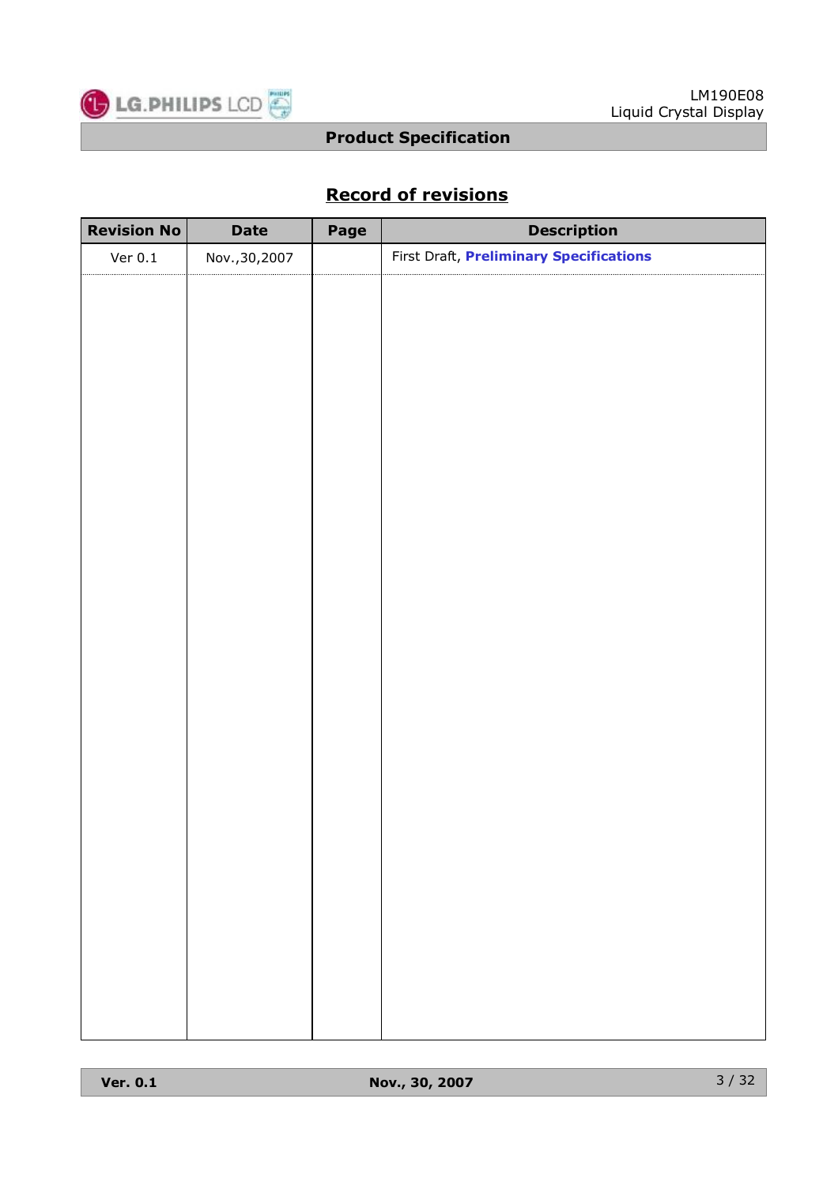## Record of revisions

| Revision No | Date | Page | Description |
|---|---|---|---|
| Ver 0.1 | Nov.,30,2007 | | First Draft, **Preliminary Specifications** |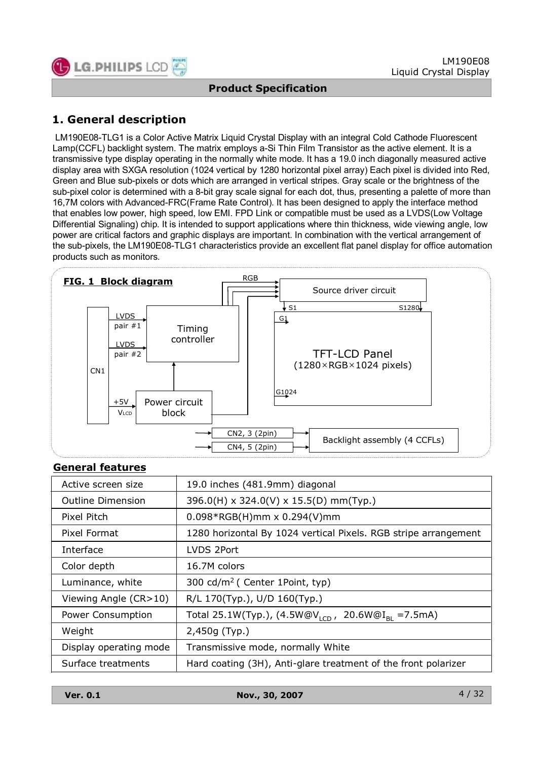# 1. General description

LM190E08-TLG1 is a Color Active Matrix Liquid Crystal Display with an integral Cold Cathode Fluorescent Lamp(CCFL) backlight system. The matrix employs a-Si Thin Film Transistor as the active element. It is a transmissive type display operating in the normally white mode. It has a 19.0 inch diagonally measured active display area with SXGA resolution (1024 vertical by 1280 horizontal pixel array) Each pixel is divided into Red, Green and Blue sub-pixels or dots which are arranged in vertical stripes. Gray scale or the brightness of the sub-pixel color is determined with a 8-bit gray scale signal for each dot, thus, presenting a palette of more than 16,7M colors with Advanced-FRC(Frame Rate Control). It has been designed to apply the interface method that enables low power, high speed, low EMI. FPD Link or compatible must be used as a LVDS(Low Voltage Differential Signaling) chip. It is intended to support applications where thin thickness, wide viewing angle, low power are critical factors and graphic displays are important. In combination with the vertical arrangement of the sub-pixels, the LM190E08-TLG1 characteristics provide an excellent flat panel display for office automation products such as monitors.

**FIG. 1 Block diagram**

CN1 — LVDS pair #1, LVDS pair #2 → Timing controller → RGB → Source driver circuit (S1 … S1280) → TFT-LCD Panel (1280×RGB×1024 pixels), G1 … G1024

+5V $V_{LCD}$ → Power circuit block

CN2, 3 (2pin), CN4, 5 (2pin) → Backlight assembly (4 CCFLs)

## General features

| | |
|---|---|
| Active screen size | 19.0 inches (481.9mm) diagonal |
| Outline Dimension | 396.0(H) x 324.0(V) x 15.5(D) mm(Typ.) |
| Pixel Pitch | 0.098*RGB(H)mm x 0.294(V)mm |
| Pixel Format | 1280 horizontal By 1024 vertical Pixels. RGB stripe arrangement |
| Interface | LVDS 2Port |
| Color depth | 16.7M colors |
| Luminance, white | 300 cd/m$^2$ ( Center 1Point, typ) |
| Viewing Angle (CR>10) | R/L 170(Typ.), U/D 160(Typ.) |
| Power Consumption | Total 25.1W(Typ.), (4.5W@$V_{LCD}$ , 20.6W@$I_{BL}$ =7.5mA) |
| Weight | 2,450g (Typ.) |
| Display operating mode | Transmissive mode, normally White |
| Surface treatments | Hard coating (3H), Anti-glare treatment of the front polarizer |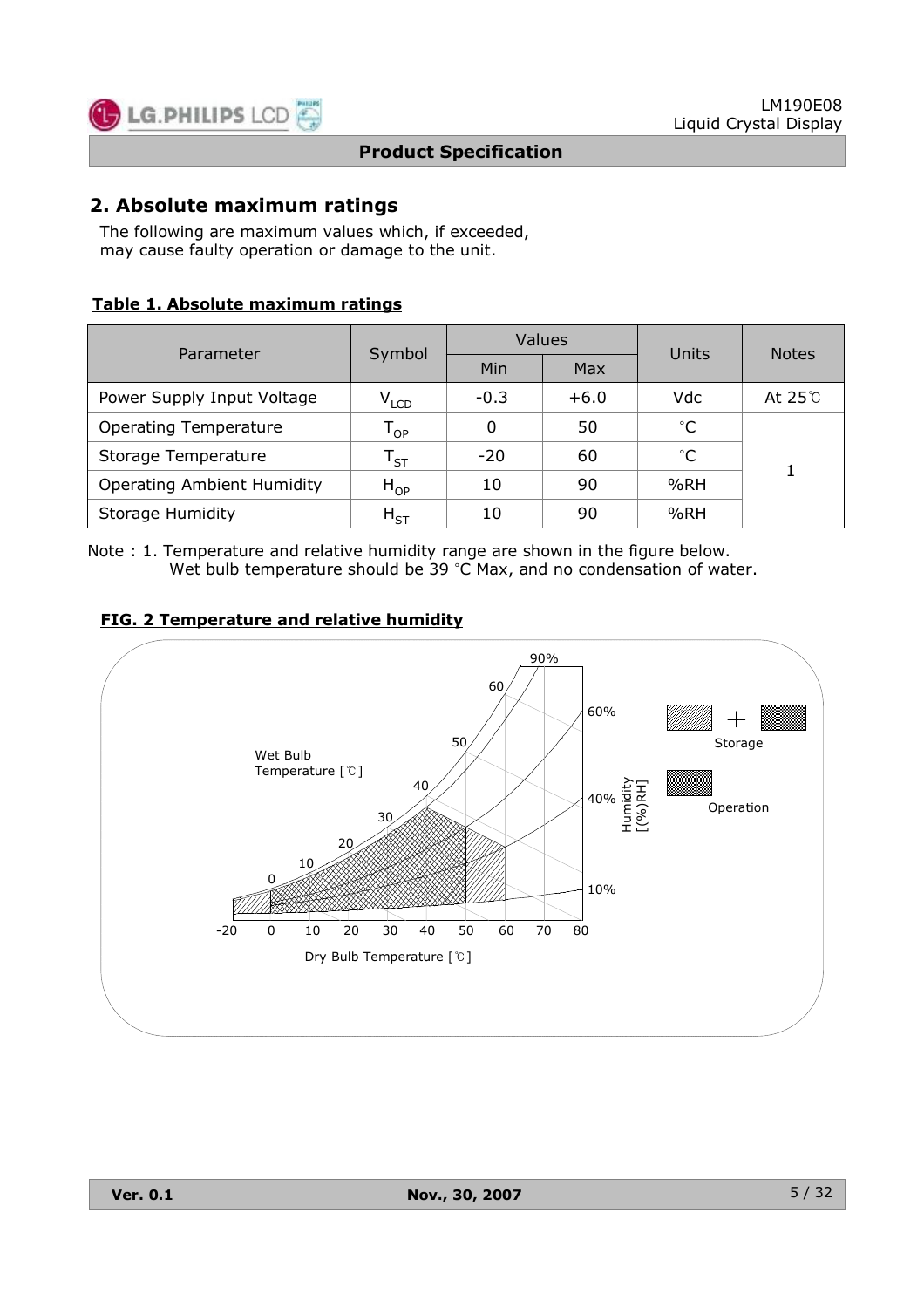## 2. Absolute maximum ratings

The following are maximum values which, if exceeded, may cause faulty operation or damage to the unit.

**Table 1. Absolute maximum ratings**

| Parameter | Symbol | Values | | Units | Notes |
|---|---|---|---|---|---|
| | | Min | Max | | |
| Power Supply Input Voltage | $V_{LCD}$ | -0.3 | +6.0 | Vdc | At 25℃ |
| Operating Temperature | $T_{OP}$ | 0 | 50 | ˚C | 1 |
| Storage Temperature | $T_{ST}$ | -20 | 60 | ˚C | |
| Operating Ambient Humidity | $H_{OP}$ | 10 | 90 | %RH | |
| Storage Humidity | $H_{ST}$ | 10 | 90 | %RH | |

Note : 1. Temperature and relative humidity range are shown in the figure below.
Wet bulb temperature should be 39 ˚C Max, and no condensation of water.

**FIG. 2 Temperature and relative humidity**

Wet Bulb Temperature [℃]: 0, 10, 20, 30, 40, 50, 60

Humidity [(%)RH]: 10%, 40%, 60%, 90%

Dry Bulb Temperature [℃]: -20, 0, 10, 20, 30, 40, 50, 60, 70, 80

Storage (hatched + cross-hatched areas)

Operation (cross-hatched area)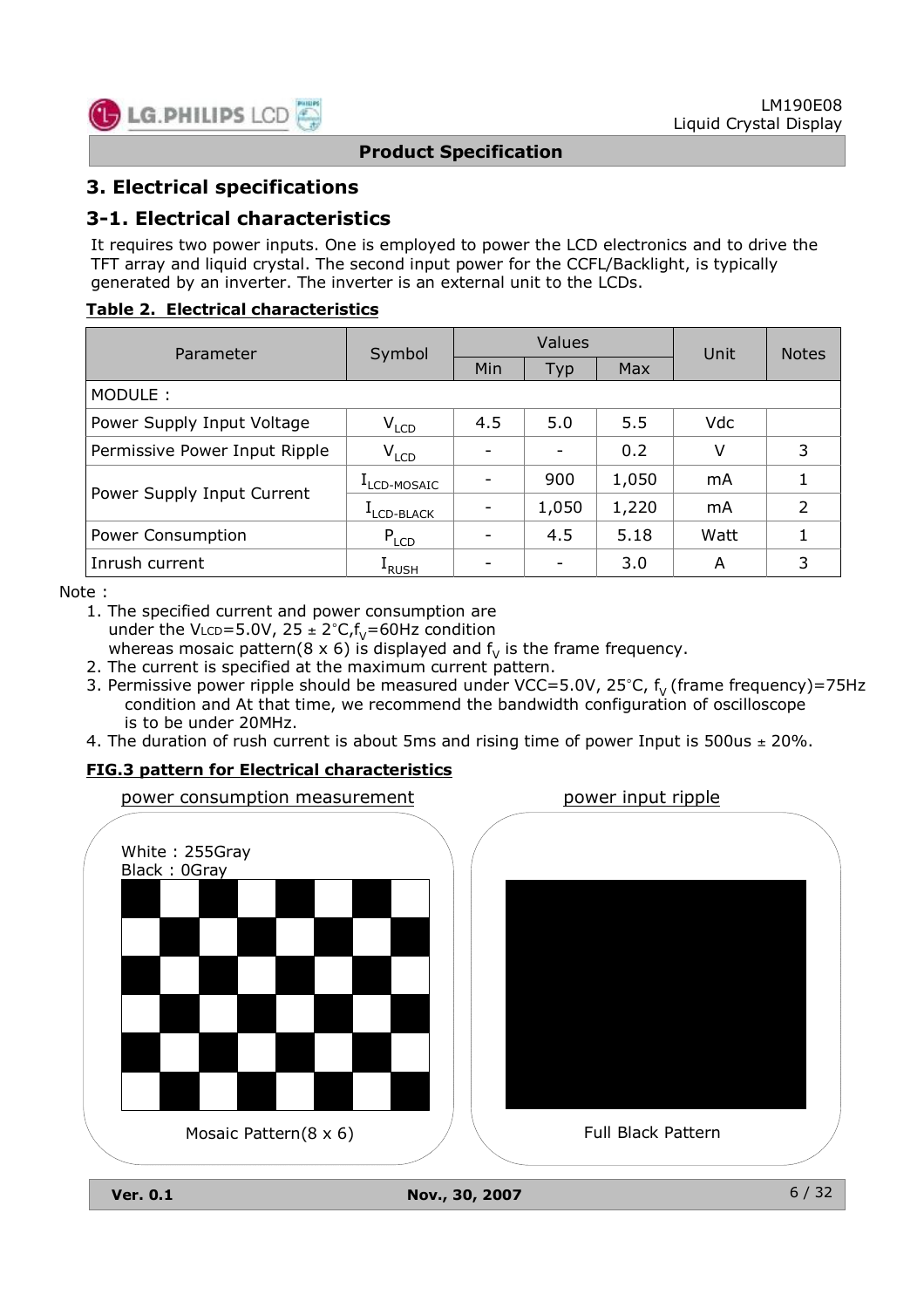## 3. Electrical specifications

### 3-1. Electrical characteristics

It requires two power inputs. One is employed to power the LCD electronics and to drive the TFT array and liquid crystal. The second input power for the CCFL/Backlight, is typically generated by an inverter. The inverter is an external unit to the LCDs.

**Table 2. Electrical characteristics**

| Parameter | Symbol | Values | | | Unit | Notes |
|---|---|---|---|---|---|---|
| | | Min | Typ | Max | | |
| MODULE : | | | | | | |
| Power Supply Input Voltage | $V_{LCD}$ | 4.5 | 5.0 | 5.5 | Vdc | |
| Permissive Power Input Ripple | $V_{LCD}$ | - | - | 0.2 | V | 3 |
| Power Supply Input Current | $I_{LCD\text{-}MOSAIC}$ | - | 900 | 1,050 | mA | 1 |
| | $I_{LCD\text{-}BLACK}$ | - | 1,050 | 1,220 | mA | 2 |
| Power Consumption | $P_{LCD}$ | - | 4.5 | 5.18 | Watt | 1 |
| Inrush current | $I_{RUSH}$ | - | - | 3.0 | A | 3 |

Note :

1. The specified current and power consumption are under the $V_{LCD}$=5.0V, 25 ± 2°C, $f_V$=60Hz condition whereas mosaic pattern(8 x 6) is displayed and $f_V$ is the frame frequency.
2. The current is specified at the maximum current pattern.
3. Permissive power ripple should be measured under VCC=5.0V, 25°C, $f_V$ (frame frequency)=75Hz condition and At that time, we recommend the bandwidth configuration of oscilloscope is to be under 20MHz.
4. The duration of rush current is about 5ms and rising time of power Input is 500us ± 20%.

**FIG.3 pattern for Electrical characteristics**

power consumption measurement

White : 255Gray
Black : 0Gray

Mosaic Pattern(8 x 6)

power input ripple

Full Black Pattern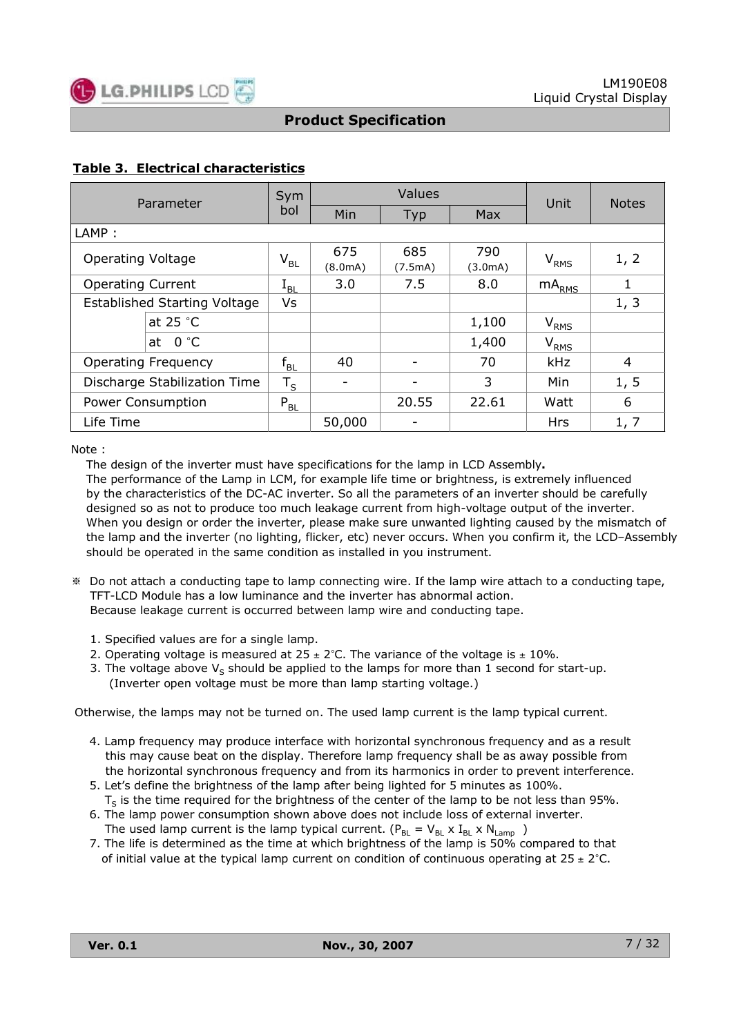**Table 3. Electrical characteristics**

| Parameter | | Symbol | Values | | | Unit | Notes |
|---|---|---|---|---|---|---|---|
| | | | Min | Typ | Max | | |
| LAMP : | | | | | | | |
| Operating Voltage | | $V_{BL}$ | 675 (8.0mA) | 685 (7.5mA) | 790 (3.0mA) | $V_{RMS}$ | 1, 2 |
| Operating Current | | $I_{BL}$ | 3.0 | 7.5 | 8.0 | $mA_{RMS}$ | 1 |
| Established Starting Voltage | | Vs | | | | | 1, 3 |
| | at 25 °C | | | | 1,100 | $V_{RMS}$ | |
| | at 0 °C | | | | 1,400 | $V_{RMS}$ | |
| Operating Frequency | | $f_{BL}$ | 40 | - | 70 | kHz | 4 |
| Discharge Stabilization Time | | $T_S$ | - | - | 3 | Min | 1, 5 |
| Power Consumption | | $P_{BL}$ | | 20.55 | 22.61 | Watt | 6 |
| Life Time | | | 50,000 | - | | Hrs | 1, 7 |

Note :

The design of the inverter must have specifications for the lamp in LCD Assembly**.**
The performance of the Lamp in LCM, for example life time or brightness, is extremely influenced by the characteristics of the DC-AC inverter. So all the parameters of an inverter should be carefully designed so as not to produce too much leakage current from high-voltage output of the inverter. When you design or order the inverter, please make sure unwanted lighting caused by the mismatch of the lamp and the inverter (no lighting, flicker, etc) never occurs. When you confirm it, the LCD–Assembly should be operated in the same condition as installed in you instrument.

※ Do not attach a conducting tape to lamp connecting wire. If the lamp wire attach to a conducting tape, TFT-LCD Module has a low luminance and the inverter has abnormal action.
Because leakage current is occurred between lamp wire and conducting tape.

1. Specified values are for a single lamp.
2. Operating voltage is measured at 25 ± 2°C. The variance of the voltage is ± 10%.
3. The voltage above $V_S$ should be applied to the lamps for more than 1 second for start-up. (Inverter open voltage must be more than lamp starting voltage.)

Otherwise, the lamps may not be turned on. The used lamp current is the lamp typical current.

4. Lamp frequency may produce interface with horizontal synchronous frequency and as a result this may cause beat on the display. Therefore lamp frequency shall be as away possible from the horizontal synchronous frequency and from its harmonics in order to prevent interference.
5. Let's define the brightness of the lamp after being lighted for 5 minutes as 100%. $T_S$ is the time required for the brightness of the center of the lamp to be not less than 95%.
6. The lamp power consumption shown above does not include loss of external inverter. The used lamp current is the lamp typical current. ($P_{BL} = V_{BL} \times I_{BL} \times N_{Lamp}$ )
7. The life is determined as the time at which brightness of the lamp is 50% compared to that of initial value at the typical lamp current on condition of continuous operating at 25 ± 2°C.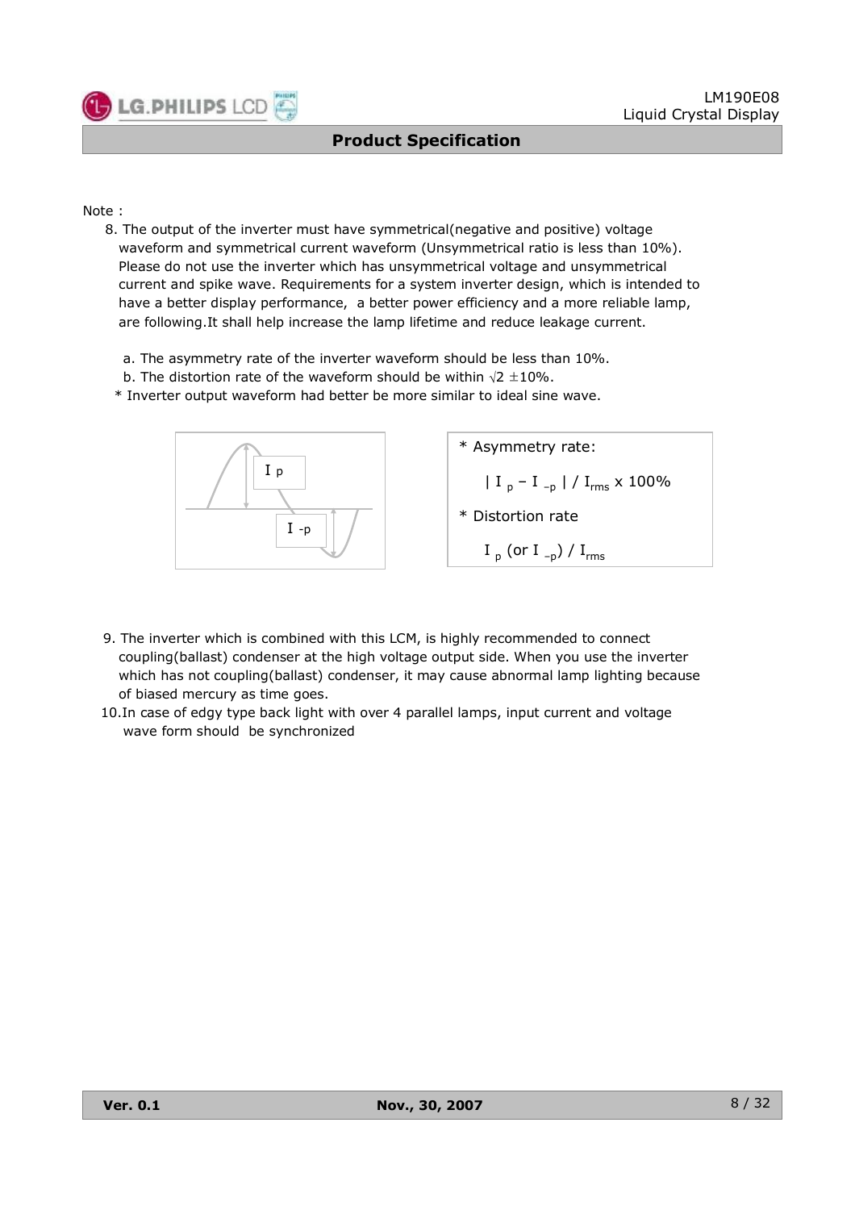Note :

8. The output of the inverter must have symmetrical(negative and positive) voltage waveform and symmetrical current waveform (Unsymmetrical ratio is less than 10%). Please do not use the inverter which has unsymmetrical voltage and unsymmetrical current and spike wave. Requirements for a system inverter design, which is intended to have a better display performance, a better power efficiency and a more reliable lamp, are following.It shall help increase the lamp lifetime and reduce leakage current.

   a. The asymmetry rate of the inverter waveform should be less than 10%.
   b. The distortion rate of the waveform should be within $\sqrt{2}$ ±10%.

   * Inverter output waveform had better be more similar to ideal sine wave.

   $I_p$

   $I_{-p}$

   * Asymmetry rate:

   $$| I_p - I_{-p} | / I_{rms} \times 100\%$$

   * Distortion rate

   $$I_p \text{ (or } I_{-p}) / I_{rms}$$

9. The inverter which is combined with this LCM, is highly recommended to connect coupling(ballast) condenser at the high voltage output side. When you use the inverter which has not coupling(ballast) condenser, it may cause abnormal lamp lighting because of biased mercury as time goes.
10. In case of edgy type back light with over 4 parallel lamps, input current and voltage wave form should be synchronized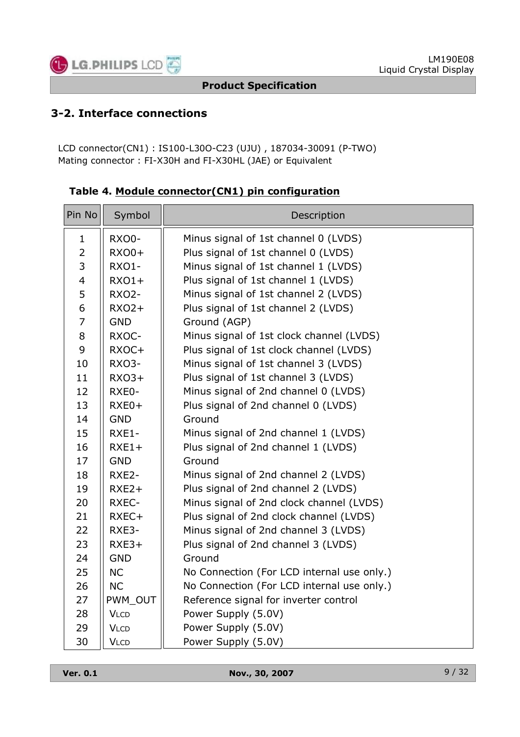## 3-2. Interface connections

LCD connector(CN1) : IS100-L30O-C23 (UJU) , 187034-30091 (P-TWO)
Mating connector : FI-X30H and FI-X30HL (JAE) or Equivalent

**Table 4. Module connector(CN1) pin configuration**

| Pin No | Symbol | Description |
|---|---|---|
| 1 | RXO0- | Minus signal of 1st channel 0 (LVDS) |
| 2 | RXO0+ | Plus signal of 1st channel 0 (LVDS) |
| 3 | RXO1- | Minus signal of 1st channel 1 (LVDS) |
| 4 | RXO1+ | Plus signal of 1st channel 1 (LVDS) |
| 5 | RXO2- | Minus signal of 1st channel 2 (LVDS) |
| 6 | RXO2+ | Plus signal of 1st channel 2 (LVDS) |
| 7 | GND | Ground (AGP) |
| 8 | RXOC- | Minus signal of 1st clock channel (LVDS) |
| 9 | RXOC+ | Plus signal of 1st clock channel (LVDS) |
| 10 | RXO3- | Minus signal of 1st channel 3 (LVDS) |
| 11 | RXO3+ | Plus signal of 1st channel 3 (LVDS) |
| 12 | RXE0- | Minus signal of 2nd channel 0 (LVDS) |
| 13 | RXE0+ | Plus signal of 2nd channel 0 (LVDS) |
| 14 | GND | Ground |
| 15 | RXE1- | Minus signal of 2nd channel 1 (LVDS) |
| 16 | RXE1+ | Plus signal of 2nd channel 1 (LVDS) |
| 17 | GND | Ground |
| 18 | RXE2- | Minus signal of 2nd channel 2 (LVDS) |
| 19 | RXE2+ | Plus signal of 2nd channel 2 (LVDS) |
| 20 | RXEC- | Minus signal of 2nd clock channel (LVDS) |
| 21 | RXEC+ | Plus signal of 2nd clock channel (LVDS) |
| 22 | RXE3- | Minus signal of 2nd channel 3 (LVDS) |
| 23 | RXE3+ | Plus signal of 2nd channel 3 (LVDS) |
| 24 | GND | Ground |
| 25 | NC | No Connection (For LCD internal use only.) |
| 26 | NC | No Connection (For LCD internal use only.) |
| 27 | PWM_OUT | Reference signal for inverter control |
| 28 | $V_{LCD}$ | Power Supply (5.0V) |
| 29 | $V_{LCD}$ | Power Supply (5.0V) |
| 30 | $V_{LCD}$ | Power Supply (5.0V) |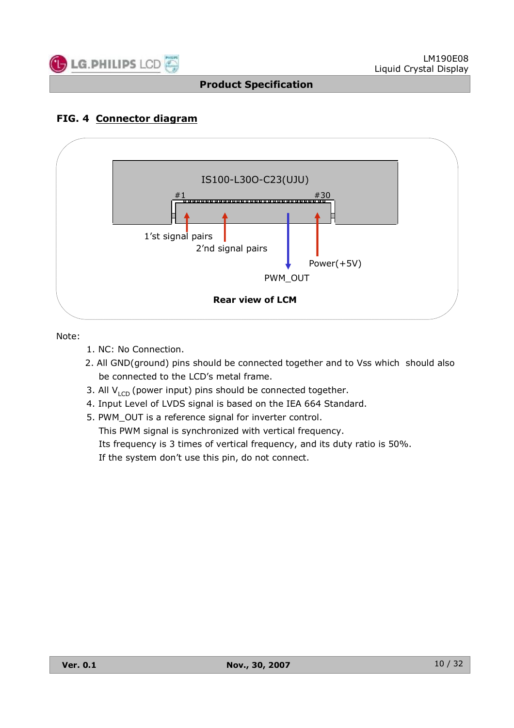## FIG. 4 Connector diagram

IS100-L30O-C23(UJU)

#1 #30

1'st signal pairs

2'nd signal pairs

PWM_OUT

Power(+5V)

**Rear view of LCM**

Note:

1. NC: No Connection.
2. All GND(ground) pins should be connected together and to Vss which should also be connected to the LCD's metal frame.
3. All $V_{LCD}$ (power input) pins should be connected together.
4. Input Level of LVDS signal is based on the IEA 664 Standard.
5. PWM_OUT is a reference signal for inverter control.
   This PWM signal is synchronized with vertical frequency.
   Its frequency is 3 times of vertical frequency, and its duty ratio is 50%.
   If the system don't use this pin, do not connect.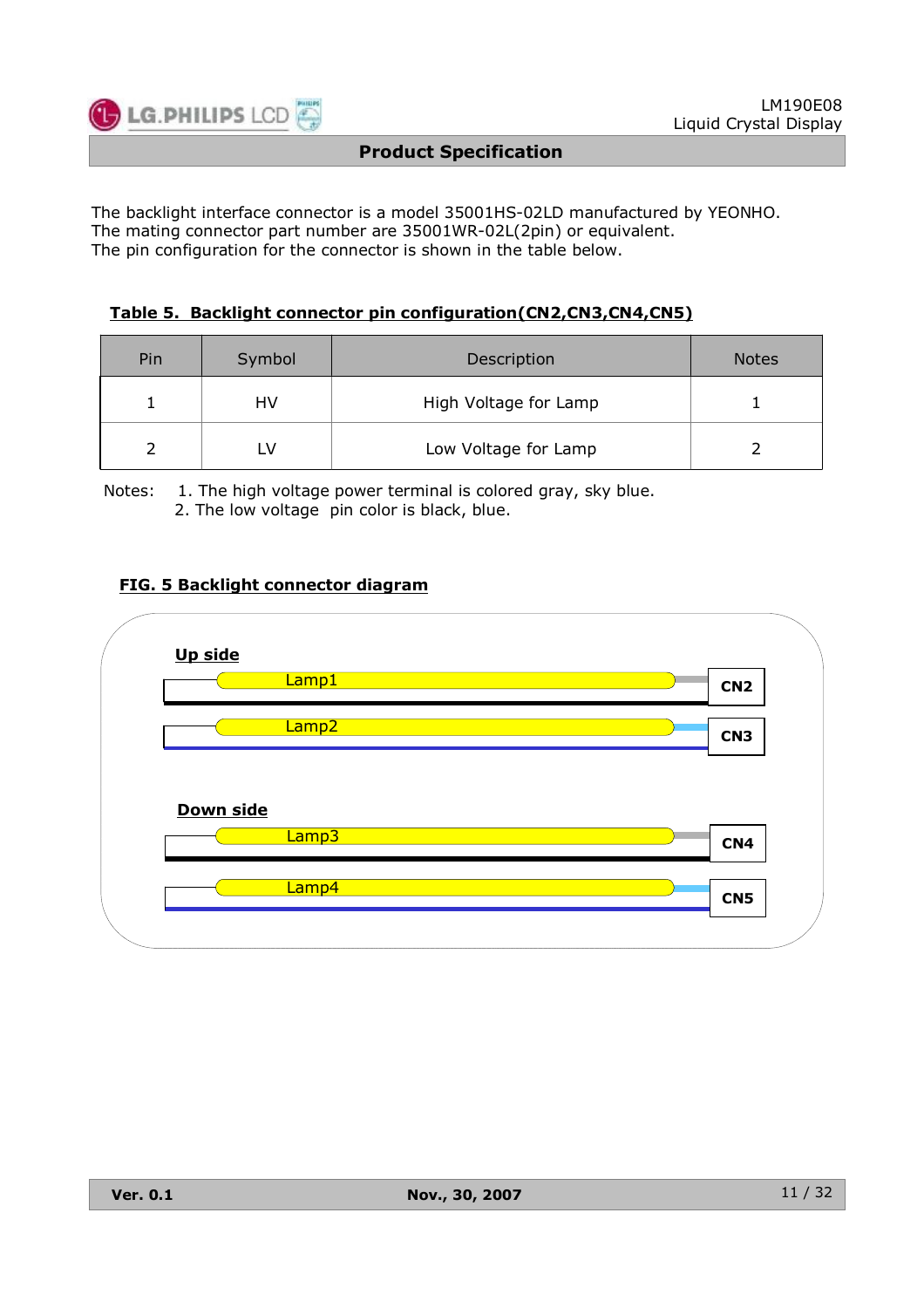The backlight interface connector is a model 35001HS-02LD manufactured by YEONHO.
The mating connector part number are 35001WR-02L(2pin) or equivalent.
The pin configuration for the connector is shown in the table below.

**Table 5. Backlight connector pin configuration(CN2,CN3,CN4,CN5)**

| Pin | Symbol | Description | Notes |
|---|---|---|---|
| 1 | HV | High Voltage for Lamp | 1 |
| 2 | LV | Low Voltage for Lamp | 2 |

Notes: 1. The high voltage power terminal is colored gray, sky blue.
2. The low voltage pin color is black, blue.

**FIG. 5 Backlight connector diagram**

**Up side**

Lamp1 — CN2

Lamp2 — CN3

**Down side**

Lamp3 — CN4

Lamp4 — CN5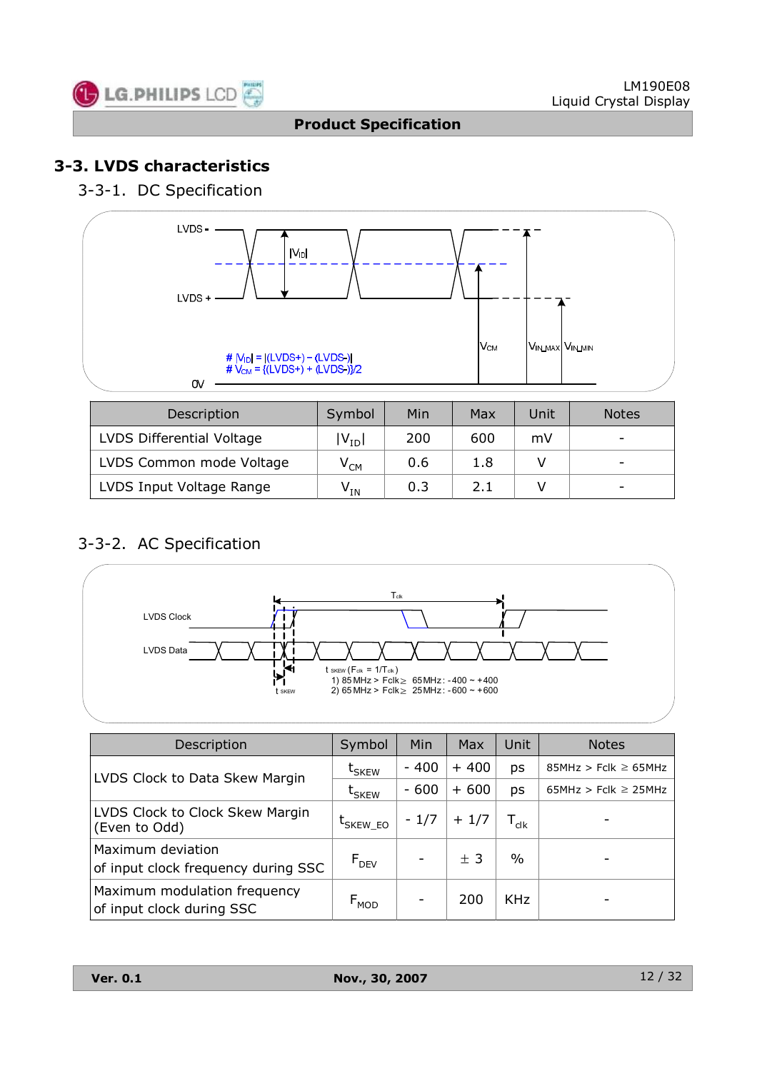## 3-3. LVDS characteristics

### 3-3-1. DC Specification

# $|V_{ID}| = |(LVDS+) - (LVDS-)|$
# $V_{CM} = \{(LVDS+) + (LVDS-)\}/2$

| Description | Symbol | Min | Max | Unit | Notes |
|---|---|---|---|---|---|
| LVDS Differential Voltage | $\|V_{ID}\|$ | 200 | 600 | mV | - |
| LVDS Common mode Voltage | $V_{CM}$ | 0.6 | 1.8 | V | - |
| LVDS Input Voltage Range | $V_{IN}$ | 0.3 | 2.1 | V | - |

### 3-3-2. AC Specification

$t_{SKEW}$ ($F_{clk}$ = $1/T_{clk}$)
1) 85MHz > Fclk ≥ 65MHz : -400 ~ +400
2) 65MHz > Fclk ≥ 25MHz : -600 ~ +600

| Description | Symbol | Min | Max | Unit | Notes |
|---|---|---|---|---|---|
| LVDS Clock to Data Skew Margin | $t_{SKEW}$ | - 400 | + 400 | ps | 85MHz > Fclk ≥ 65MHz |
| | $t_{SKEW}$ | - 600 | + 600 | ps | 65MHz > Fclk ≥ 25MHz |
| LVDS Clock to Clock Skew Margin (Even to Odd) | $t_{SKEW\_EO}$ | - 1/7 | + 1/7 | $T_{clk}$ | - |
| Maximum deviation of input clock frequency during SSC | $F_{DEV}$ | - | ± 3 | % | - |
| Maximum modulation frequency of input clock during SSC | $F_{MOD}$ | - | 200 | KHz | - |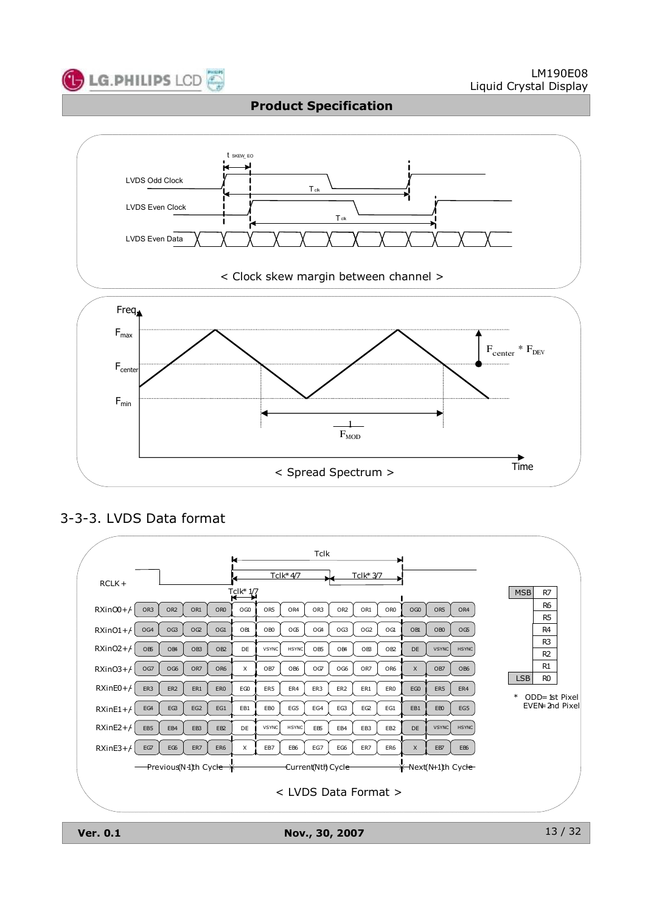< Clock skew margin between channel >

< Spread Spectrum >

3-3-3. LVDS Data format

| Pin | Previous(N-1)th Cycle | | | | Current(Nth) Cycle | | | | | | | Next(N+1)th Cycle | | |
|---|---|---|---|---|---|---|---|---|---|---|---|---|---|---|
| RXinO0+/- | OR3 | OR2 | OR1 | OR0 | OG0 | OR5 | OR4 | OR3 | OR2 | OR1 | OR0 | OG0 | OR5 | OR4 |
| RXinO1+/- | OG4 | OG3 | OG2 | OG1 | OB1 | OB0 | OG5 | OG4 | OG3 | OG2 | OG1 | OB1 | OB0 | OG5 |
| RXinO2+/- | OB5 | OB4 | OB3 | OB2 | DE | VSYNC | HSYNC | OB5 | OB4 | OB3 | OB2 | DE | VSYNC | HSYNC |
| RXinO3+/- | OG7 | OG6 | OR7 | OR6 | X | OB7 | OB6 | OG7 | OG6 | OR7 | OR6 | X | OB7 | OB6 |
| RXinE0+/- | ER3 | ER2 | ER1 | ER0 | EG0 | ER5 | ER4 | ER3 | ER2 | ER1 | ER0 | EG0 | ER5 | ER4 |
| RXinE1+/- | EG4 | EG3 | EG2 | EG1 | EB1 | EB0 | EG5 | EG4 | EG3 | EG2 | EG1 | EB1 | EB0 | EG5 |
| RXinE2+/- | EB5 | EB4 | EB3 | EB2 | DE | VSYNC | HSYNC | EB5 | EB4 | EB3 | EB2 | DE | VSYNC | HSYNC |
| RXinE3+/- | EG7 | EG6 | ER7 | ER6 | X | EB7 | EB6 | EG7 | EG6 | ER7 | ER6 | X | EB7 | EB6 |

RCLK+ : Tclk, Tclk* 4/7, Tclk* 3/7, Tclk* 1/7

| | |
|---|---|
| MSB | R7 |
| | R6 |
| | R5 |
| | R4 |
| | R3 |
| | R2 |
| | R1 |
| LSB | R0 |

\* ODD= 1st Pixel
EVEN= 2nd Pixel

< LVDS Data Format >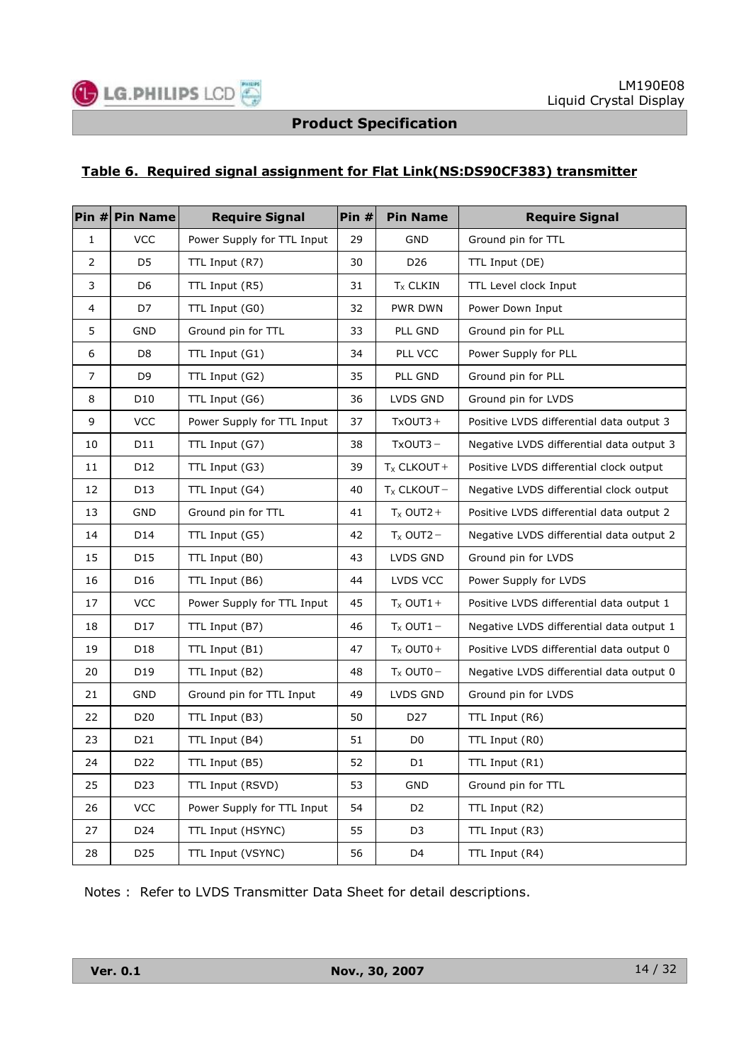**Product Specification**

### Table 6. Required signal assignment for Flat Link(NS:DS90CF383) transmitter

| Pin # | Pin Name | Require Signal | Pin # | Pin Name | Require Signal |
|---|---|---|---|---|---|
| 1 | VCC | Power Supply for TTL Input | 29 | GND | Ground pin for TTL |
| 2 | D5 | TTL Input (R7) | 30 | D26 | TTL Input (DE) |
| 3 | D6 | TTL Input (R5) | 31 | $T_X$ CLKIN | TTL Level clock Input |
| 4 | D7 | TTL Input (G0) | 32 | PWR DWN | Power Down Input |
| 5 | GND | Ground pin for TTL | 33 | PLL GND | Ground pin for PLL |
| 6 | D8 | TTL Input (G1) | 34 | PLL VCC | Power Supply for PLL |
| 7 | D9 | TTL Input (G2) | 35 | PLL GND | Ground pin for PLL |
| 8 | D10 | TTL Input (G6) | 36 | LVDS GND | Ground pin for LVDS |
| 9 | VCC | Power Supply for TTL Input | 37 | TxOUT3＋ | Positive LVDS differential data output 3 |
| 10 | D11 | TTL Input (G7) | 38 | TxOUT3－ | Negative LVDS differential data output 3 |
| 11 | D12 | TTL Input (G3) | 39 | $T_X$ CLKOUT＋ | Positive LVDS differential clock output |
| 12 | D13 | TTL Input (G4) | 40 | $T_X$ CLKOUT－ | Negative LVDS differential clock output |
| 13 | GND | Ground pin for TTL | 41 | $T_X$ OUT2＋ | Positive LVDS differential data output 2 |
| 14 | D14 | TTL Input (G5) | 42 | $T_X$ OUT2－ | Negative LVDS differential data output 2 |
| 15 | D15 | TTL Input (B0) | 43 | LVDS GND | Ground pin for LVDS |
| 16 | D16 | TTL Input (B6) | 44 | LVDS VCC | Power Supply for LVDS |
| 17 | VCC | Power Supply for TTL Input | 45 | $T_X$ OUT1＋ | Positive LVDS differential data output 1 |
| 18 | D17 | TTL Input (B7) | 46 | $T_X$ OUT1－ | Negative LVDS differential data output 1 |
| 19 | D18 | TTL Input (B1) | 47 | $T_X$ OUT0＋ | Positive LVDS differential data output 0 |
| 20 | D19 | TTL Input (B2) | 48 | $T_X$ OUT0－ | Negative LVDS differential data output 0 |
| 21 | GND | Ground pin for TTL Input | 49 | LVDS GND | Ground pin for LVDS |
| 22 | D20 | TTL Input (B3) | 50 | D27 | TTL Input (R6) |
| 23 | D21 | TTL Input (B4) | 51 | D0 | TTL Input (R0) |
| 24 | D22 | TTL Input (B5) | 52 | D1 | TTL Input (R1) |
| 25 | D23 | TTL Input (RSVD) | 53 | GND | Ground pin for TTL |
| 26 | VCC | Power Supply for TTL Input | 54 | D2 | TTL Input (R2) |
| 27 | D24 | TTL Input (HSYNC) | 55 | D3 | TTL Input (R3) |
| 28 | D25 | TTL Input (VSYNC) | 56 | D4 | TTL Input (R4) |

Notes : Refer to LVDS Transmitter Data Sheet for detail descriptions.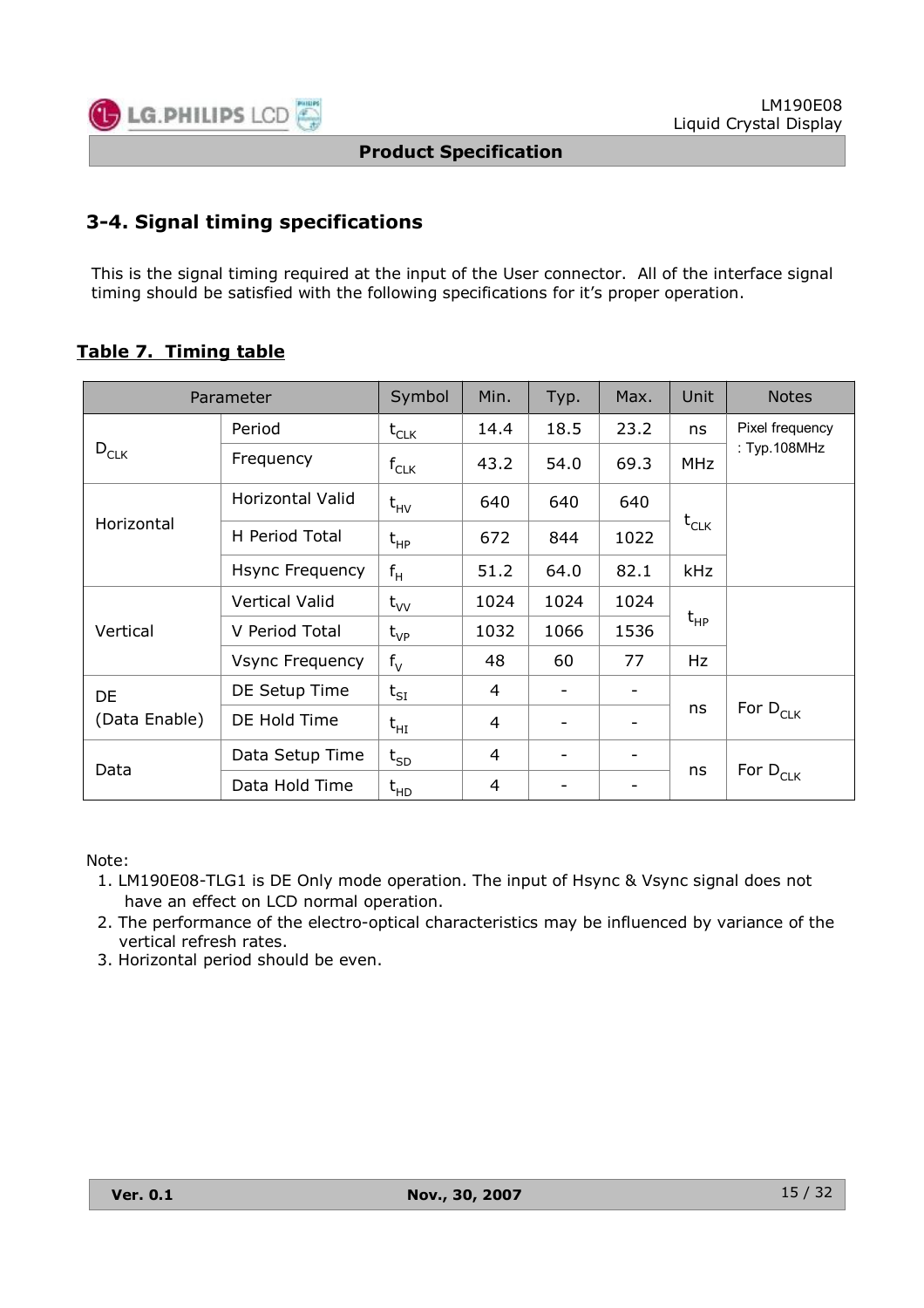## 3-4. Signal timing specifications

This is the signal timing required at the input of the User connector. All of the interface signal timing should be satisfied with the following specifications for it's proper operation.

**Table 7. Timing table**

| Parameter | | Symbol | Min. | Typ. | Max. | Unit | Notes |
|---|---|---|---|---|---|---|---|
| $D_{CLK}$ | Period | $t_{CLK}$ | 14.4 | 18.5 | 23.2 | ns | Pixel frequency : Typ.108MHz |
| | Frequency | $f_{CLK}$ | 43.2 | 54.0 | 69.3 | MHz | |
| Horizontal | Horizontal Valid | $t_{HV}$ | 640 | 640 | 640 | $t_{CLK}$ | |
| | H Period Total | $t_{HP}$ | 672 | 844 | 1022 | | |
| | Hsync Frequency | $f_H$ | 51.2 | 64.0 | 82.1 | kHz | |
| Vertical | Vertical Valid | $t_{VV}$ | 1024 | 1024 | 1024 | $t_{HP}$ | |
| | V Period Total | $t_{VP}$ | 1032 | 1066 | 1536 | | |
| | Vsync Frequency | $f_V$ | 48 | 60 | 77 | Hz | |
| DE (Data Enable) | DE Setup Time | $t_{SI}$ | 4 | - | - | ns | For $D_{CLK}$ |
| | DE Hold Time | $t_{HI}$ | 4 | - | - | | |
| Data | Data Setup Time | $t_{SD}$ | 4 | - | - | ns | For $D_{CLK}$ |
| | Data Hold Time | $t_{HD}$ | 4 | - | - | | |

Note:

1. LM190E08-TLG1 is DE Only mode operation. The input of Hsync & Vsync signal does not have an effect on LCD normal operation.
2. The performance of the electro-optical characteristics may be influenced by variance of the vertical refresh rates.
3. Horizontal period should be even.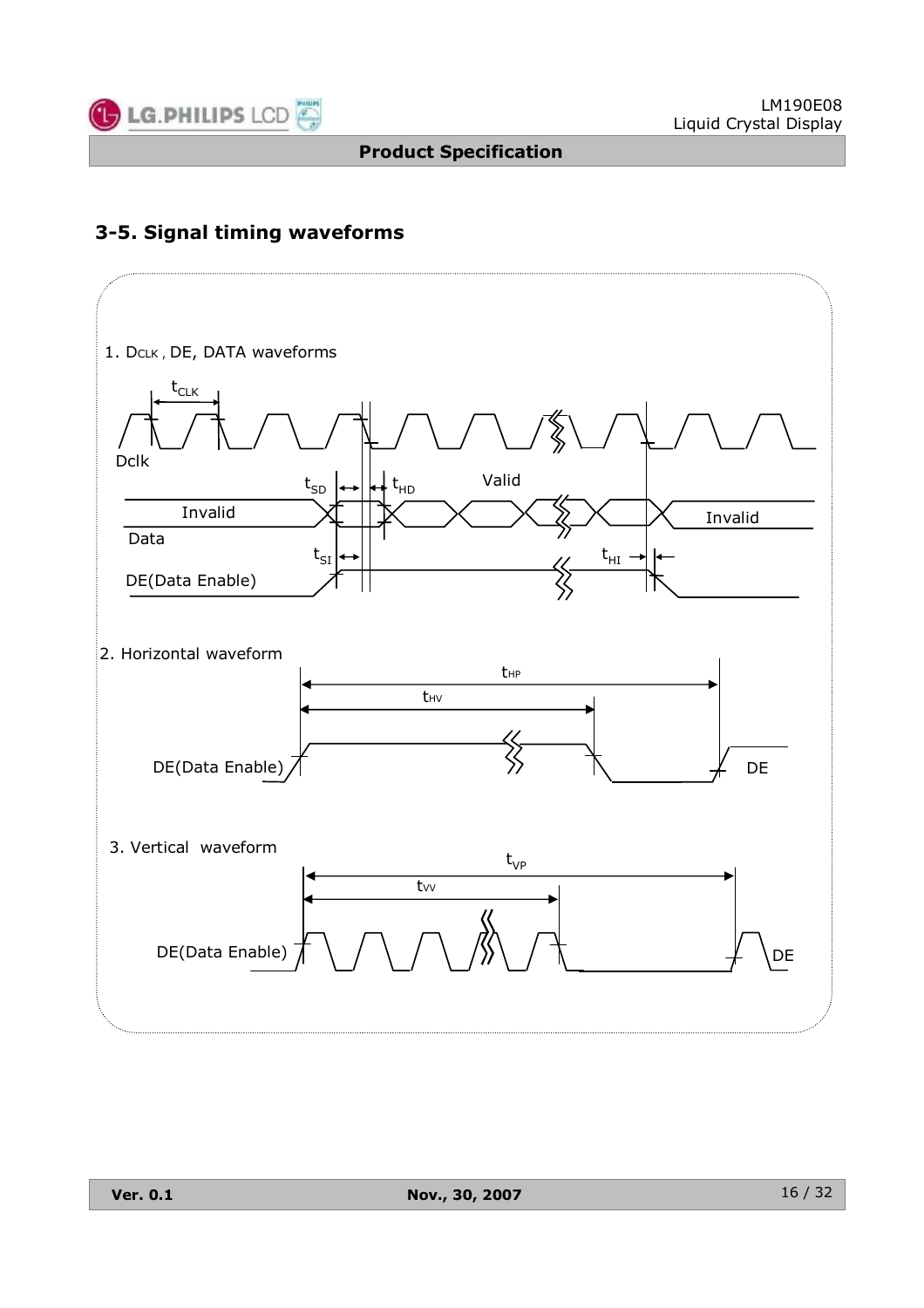## 3-5. Signal timing waveforms

1. $D_{CLK}$ , DE, DATA waveforms

$t_{CLK}$

Dclk

$t_{SD}$ $t_{HD}$ Valid

Invalid Invalid

Data

$t_{SI}$ $t_{HI}$

DE(Data Enable)

2. Horizontal waveform

$t_{HP}$

$t_{HV}$

DE(Data Enable) DE

3. Vertical waveform

$t_{VP}$

$t_{VV}$

DE(Data Enable) DE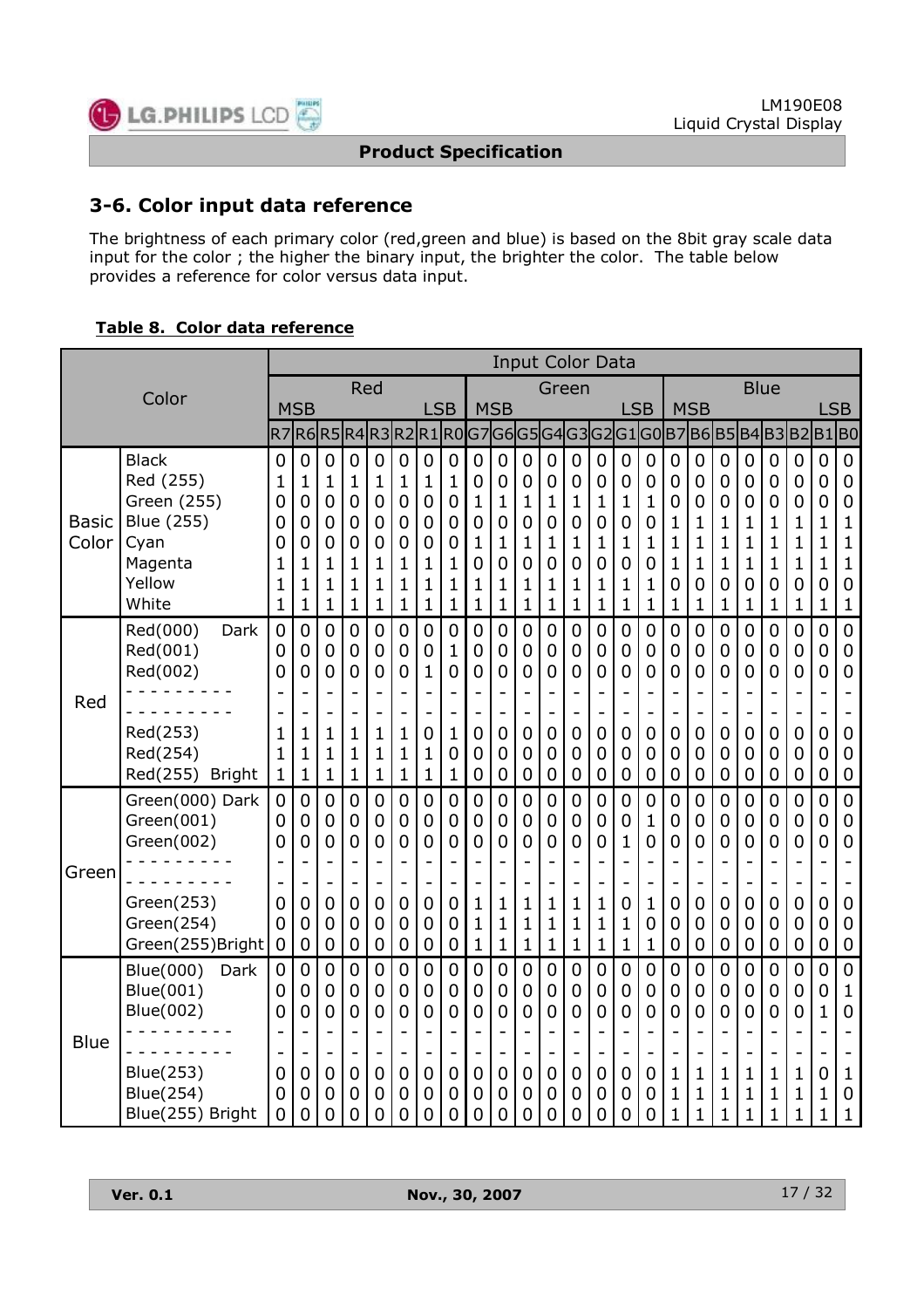## 3-6. Color input data reference

The brightness of each primary color (red,green and blue) is based on the 8bit gray scale data input for the color ; the higher the binary input, the brighter the color. The table below provides a reference for color versus data input.

**Table 8. Color data reference**

| Color | | Input Color Data | | | | | | | | | | | | | | | | | | | | | | | |
|---|---|---|---|---|---|---|---|---|---|---|---|---|---|---|---|---|---|---|---|---|---|---|---|---|---|
| | | Red | | | | | | | | Green | | | | | | | | Blue | | | | | | | |
| | | MSB | | | | | | | LSB | MSB | | | | | | | LSB | MSB | | | | | | | LSB |
| | | R7 | R6 | R5 | R4 | R3 | R2 | R1 | R0 | G7 | G6 | G5 | G4 | G3 | G2 | G1 | G0 | B7 | B6 | B5 | B4 | B3 | B2 | B1 | B0 |
| Basic Color | Black | 0 | 0 | 0 | 0 | 0 | 0 | 0 | 0 | 0 | 0 | 0 | 0 | 0 | 0 | 0 | 0 | 0 | 0 | 0 | 0 | 0 | 0 | 0 | 0 |
| | Red (255) | 1 | 1 | 1 | 1 | 1 | 1 | 1 | 1 | 0 | 0 | 0 | 0 | 0 | 0 | 0 | 0 | 0 | 0 | 0 | 0 | 0 | 0 | 0 | 0 |
| | Green (255) | 0 | 0 | 0 | 0 | 0 | 0 | 0 | 0 | 1 | 1 | 1 | 1 | 1 | 1 | 1 | 1 | 0 | 0 | 0 | 0 | 0 | 0 | 0 | 0 |
| | Blue (255) | 0 | 0 | 0 | 0 | 0 | 0 | 0 | 0 | 0 | 0 | 0 | 0 | 0 | 0 | 0 | 0 | 1 | 1 | 1 | 1 | 1 | 1 | 1 | 1 |
| | Cyan | 0 | 0 | 0 | 0 | 0 | 0 | 0 | 0 | 1 | 1 | 1 | 1 | 1 | 1 | 1 | 1 | 1 | 1 | 1 | 1 | 1 | 1 | 1 | 1 |
| | Magenta | 1 | 1 | 1 | 1 | 1 | 1 | 1 | 1 | 0 | 0 | 0 | 0 | 0 | 0 | 0 | 0 | 1 | 1 | 1 | 1 | 1 | 1 | 1 | 1 |
| | Yellow | 1 | 1 | 1 | 1 | 1 | 1 | 1 | 1 | 1 | 1 | 1 | 1 | 1 | 1 | 1 | 1 | 0 | 0 | 0 | 0 | 0 | 0 | 0 | 0 |
| | White | 1 | 1 | 1 | 1 | 1 | 1 | 1 | 1 | 1 | 1 | 1 | 1 | 1 | 1 | 1 | 1 | 1 | 1 | 1 | 1 | 1 | 1 | 1 | 1 |
| Red | Red(000) Dark | 0 | 0 | 0 | 0 | 0 | 0 | 0 | 0 | 0 | 0 | 0 | 0 | 0 | 0 | 0 | 0 | 0 | 0 | 0 | 0 | 0 | 0 | 0 | 0 |
| | Red(001) | 0 | 0 | 0 | 0 | 0 | 0 | 0 | 1 | 0 | 0 | 0 | 0 | 0 | 0 | 0 | 0 | 0 | 0 | 0 | 0 | 0 | 0 | 0 | 0 |
| | Red(002) | 0 | 0 | 0 | 0 | 0 | 0 | 1 | 0 | 0 | 0 | 0 | 0 | 0 | 0 | 0 | 0 | 0 | 0 | 0 | 0 | 0 | 0 | 0 | 0 |
| | - - - - - - - - - | - | - | - | - | - | - | - | - | - | - | - | - | - | - | - | - | - | - | - | - | - | - | - | - |
| | - - - - - - - - - | - | - | - | - | - | - | - | - | - | - | - | - | - | - | - | - | - | - | - | - | - | - | - | - |
| | Red(253) | 1 | 1 | 1 | 1 | 1 | 1 | 0 | 1 | 0 | 0 | 0 | 0 | 0 | 0 | 0 | 0 | 0 | 0 | 0 | 0 | 0 | 0 | 0 | 0 |
| | Red(254) | 1 | 1 | 1 | 1 | 1 | 1 | 1 | 0 | 0 | 0 | 0 | 0 | 0 | 0 | 0 | 0 | 0 | 0 | 0 | 0 | 0 | 0 | 0 | 0 |
| | Red(255) Bright | 1 | 1 | 1 | 1 | 1 | 1 | 1 | 1 | 0 | 0 | 0 | 0 | 0 | 0 | 0 | 0 | 0 | 0 | 0 | 0 | 0 | 0 | 0 | 0 |
| Green | Green(000) Dark | 0 | 0 | 0 | 0 | 0 | 0 | 0 | 0 | 0 | 0 | 0 | 0 | 0 | 0 | 0 | 0 | 0 | 0 | 0 | 0 | 0 | 0 | 0 | 0 |
| | Green(001) | 0 | 0 | 0 | 0 | 0 | 0 | 0 | 0 | 0 | 0 | 0 | 0 | 0 | 0 | 0 | 1 | 0 | 0 | 0 | 0 | 0 | 0 | 0 | 0 |
| | Green(002) | 0 | 0 | 0 | 0 | 0 | 0 | 0 | 0 | 0 | 0 | 0 | 0 | 0 | 0 | 1 | 0 | 0 | 0 | 0 | 0 | 0 | 0 | 0 | 0 |
| | - - - - - - - - - | - | - | - | - | - | - | - | - | - | - | - | - | - | - | - | - | - | - | - | - | - | - | - | - |
| | - - - - - - - - - | - | - | - | - | - | - | - | - | - | - | - | - | - | - | - | - | - | - | - | - | - | - | - | - |
| | Green(253) | 0 | 0 | 0 | 0 | 0 | 0 | 0 | 0 | 1 | 1 | 1 | 1 | 1 | 1 | 0 | 1 | 0 | 0 | 0 | 0 | 0 | 0 | 0 | 0 |
| | Green(254) | 0 | 0 | 0 | 0 | 0 | 0 | 0 | 0 | 1 | 1 | 1 | 1 | 1 | 1 | 1 | 0 | 0 | 0 | 0 | 0 | 0 | 0 | 0 | 0 |
| | Green(255)Bright | 0 | 0 | 0 | 0 | 0 | 0 | 0 | 0 | 1 | 1 | 1 | 1 | 1 | 1 | 1 | 1 | 0 | 0 | 0 | 0 | 0 | 0 | 0 | 0 |
| Blue | Blue(000) Dark | 0 | 0 | 0 | 0 | 0 | 0 | 0 | 0 | 0 | 0 | 0 | 0 | 0 | 0 | 0 | 0 | 0 | 0 | 0 | 0 | 0 | 0 | 0 | 0 |
| | Blue(001) | 0 | 0 | 0 | 0 | 0 | 0 | 0 | 0 | 0 | 0 | 0 | 0 | 0 | 0 | 0 | 0 | 0 | 0 | 0 | 0 | 0 | 0 | 0 | 1 |
| | Blue(002) | 0 | 0 | 0 | 0 | 0 | 0 | 0 | 0 | 0 | 0 | 0 | 0 | 0 | 0 | 0 | 0 | 0 | 0 | 0 | 0 | 0 | 0 | 1 | 0 |
| | - - - - - - - - - | - | - | - | - | - | - | - | - | - | - | - | - | - | - | - | - | - | - | - | - | - | - | - | - |
| | - - - - - - - - - | - | - | - | - | - | - | - | - | - | - | - | - | - | - | - | - | - | - | - | - | - | - | - | - |
| | Blue(253) | 0 | 0 | 0 | 0 | 0 | 0 | 0 | 0 | 0 | 0 | 0 | 0 | 0 | 0 | 0 | 0 | 1 | 1 | 1 | 1 | 1 | 1 | 0 | 1 |
| | Blue(254) | 0 | 0 | 0 | 0 | 0 | 0 | 0 | 0 | 0 | 0 | 0 | 0 | 0 | 0 | 0 | 0 | 1 | 1 | 1 | 1 | 1 | 1 | 1 | 0 |
| | Blue(255) Bright | 0 | 0 | 0 | 0 | 0 | 0 | 0 | 0 | 0 | 0 | 0 | 0 | 0 | 0 | 0 | 0 | 1 | 1 | 1 | 1 | 1 | 1 | 1 | 1 |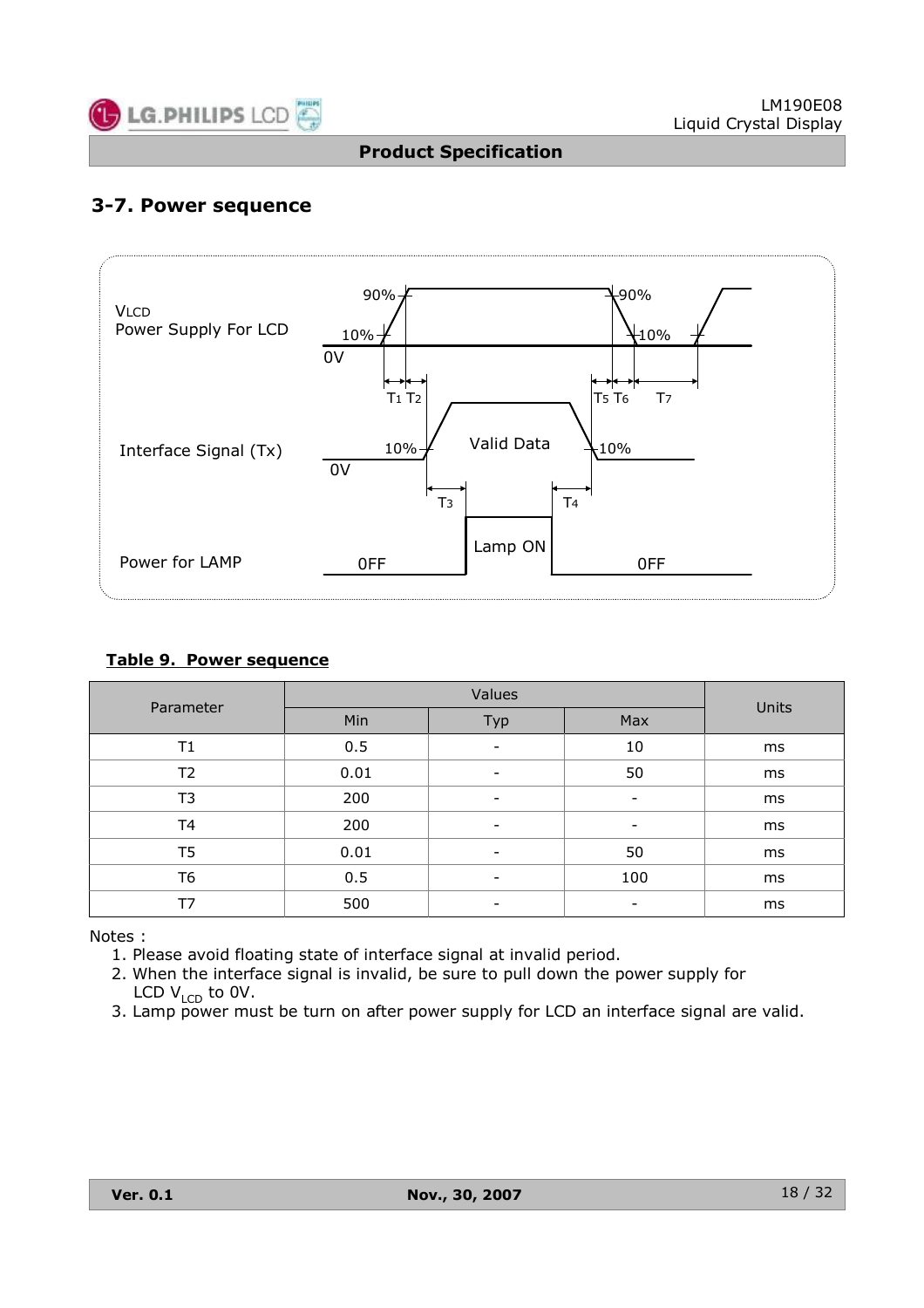## 3-7. Power sequence

VLCD
Power Supply For LCD

Interface Signal (Tx)

Power for LAMP

90% 10% 0V T1 T2 T5 T6 T7 Valid Data 10% 0V T3 T4 Lamp ON OFF OFF

**Table 9. Power sequence**

| Parameter | Values | | | Units |
|---|---|---|---|---|
| | Min | Typ | Max | |
| T1 | 0.5 | - | 10 | ms |
| T2 | 0.01 | - | 50 | ms |
| T3 | 200 | - | - | ms |
| T4 | 200 | - | - | ms |
| T5 | 0.01 | - | 50 | ms |
| T6 | 0.5 | - | 100 | ms |
| T7 | 500 | - | - | ms |

Notes :

1. Please avoid floating state of interface signal at invalid period.
2. When the interface signal is invalid, be sure to pull down the power supply for LCD $V_{LCD}$ to 0V.
3. Lamp power must be turn on after power supply for LCD an interface signal are valid.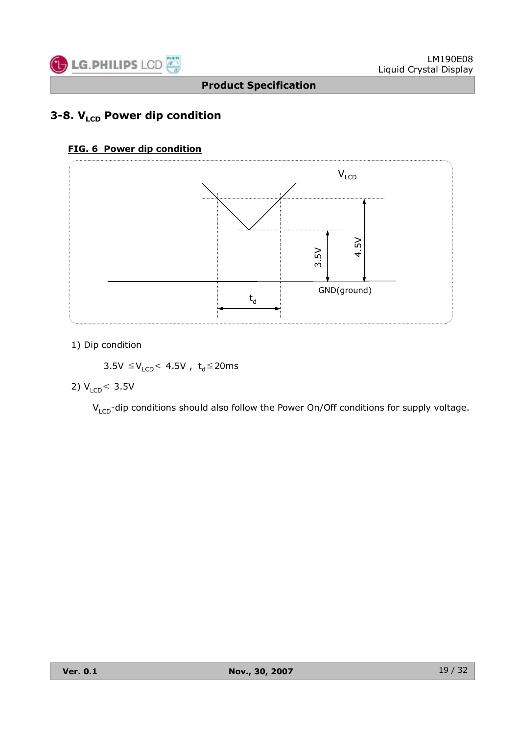## 3-8. $V_{LCD}$ Power dip condition

**FIG. 6 Power dip condition**

1) Dip condition

$3.5V \leq V_{LCD} < 4.5V$ , $t_d \leq 20ms$

2) $V_{LCD} < 3.5V$

$V_{LCD}$-dip conditions should also follow the Power On/Off conditions for supply voltage.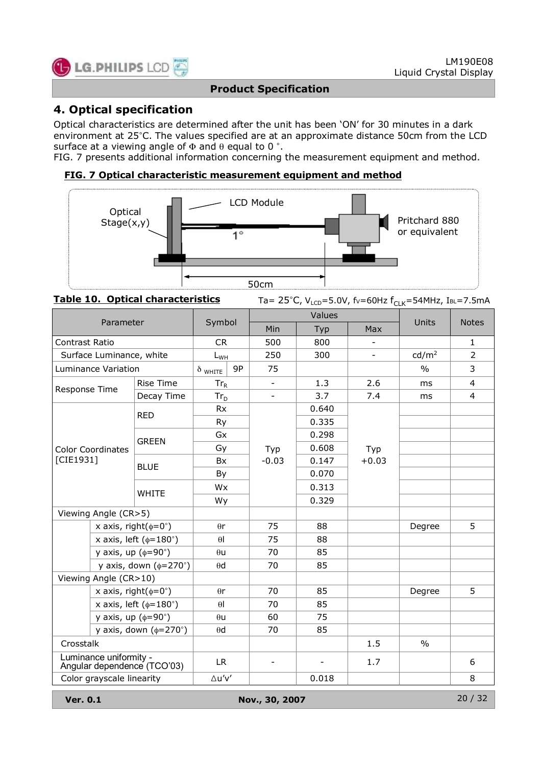# 4. Optical specification

Optical characteristics are determined after the unit has been 'ON' for 30 minutes in a dark environment at 25°C. The values specified are at an approximate distance 50cm from the LCD surface at a viewing angle of Φ and θ equal to 0 °.
FIG. 7 presents additional information concerning the measurement equipment and method.

**FIG. 7 Optical characteristic measurement equipment and method**

Optical Stage(x,y)

LCD Module

1°

Pritchard 880 or equivalent

50cm

**Table 10. Optical characteristics**

Ta= 25°C, $V_{LCD}$=5.0V, fv=60Hz $f_{CLK}$=54MHz, $I_{BL}$=7.5mA

| Parameter | | Symbol | Values | | | Units | Notes |
|---|---|---|---|---|---|---|---|
| | | | Min | Typ | Max | | |
| Contrast Ratio | | CR | 500 | 800 | - | | 1 |
| Surface Luminance, white | | $L_{WH}$ | 250 | 300 | - | cd/m² | 2 |
| Luminance Variation | | $\delta_{WHITE}$ 9P | 75 | | | % | 3 |
| Response Time | Rise Time | $Tr_R$ | - | 1.3 | 2.6 | ms | 4 |
| | Decay Time | $Tr_D$ | - | 3.7 | 7.4 | ms | 4 |
| Color Coordinates [CIE1931] | RED | Rx | Typ -0.03 | 0.640 | Typ +0.03 | | |
| | | Ry | | 0.335 | | | |
| | GREEN | Gx | | 0.298 | | | |
| | | Gy | | 0.608 | | | |
| | BLUE | Bx | | 0.147 | | | |
| | | By | | 0.070 | | | |
| | WHITE | Wx | | 0.313 | | | |
| | | Wy | | 0.329 | | | |
| Viewing Angle (CR>5) | | | | | | | |
| | x axis, right(φ=0°) | θr | 75 | 88 | | Degree | 5 |
| | x axis, left (φ=180°) | θl | 75 | 88 | | | |
| | y axis, up (φ=90°) | θu | 70 | 85 | | | |
| | y axis, down (φ=270°) | θd | 70 | 85 | | | |
| Viewing Angle (CR>10) | | | | | | | |
| | x axis, right(φ=0°) | θr | 70 | 85 | | Degree | 5 |
| | x axis, left (φ=180°) | θl | 70 | 85 | | | |
| | y axis, up (φ=90°) | θu | 60 | 75 | | | |
| | y axis, down (φ=270°) | θd | 70 | 85 | | | |
| Crosstalk | | | | | 1.5 | % | |
| Luminance uniformity - Angular dependence (TCO'03) | | LR | - | - | 1.7 | | 6 |
| Color grayscale linearity | | Δu'v' | | 0.018 | | | 8 |

**Ver. 0.1** **Nov., 30, 2007**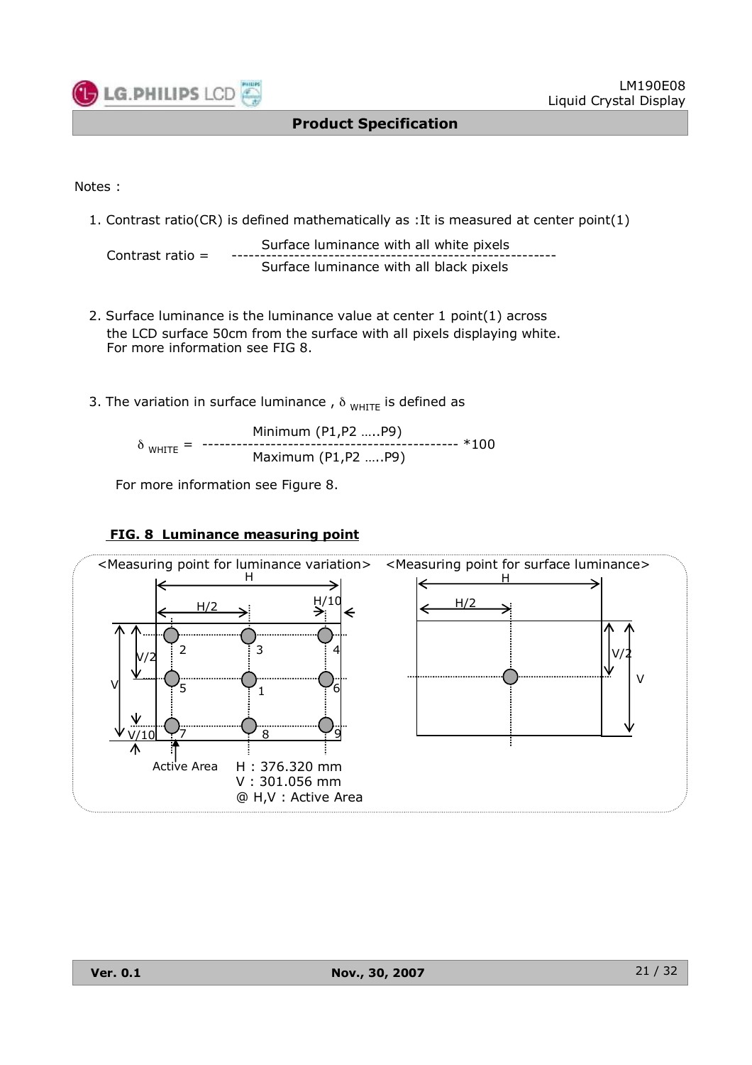Notes :

1. Contrast ratio(CR) is defined mathematically as :It is measured at center point(1)

$$\text{Contrast ratio} = \frac{\text{Surface luminance with all white pixels}}{\text{Surface luminance with all black pixels}}$$

2. Surface luminance is the luminance value at center 1 point(1) across the LCD surface 50cm from the surface with all pixels displaying white. For more information see FIG 8.

3. The variation in surface luminance , $\delta_{WHITE}$ is defined as

$$\delta_{WHITE} = \frac{\text{Minimum (P1,P2 …..P9)}}{\text{Maximum (P1,P2 …..P9)}} * 100$$

For more information see Figure 8.

**FIG. 8 Luminance measuring point**

<Measuring point for luminance variation> <Measuring point for surface luminance>

H : 376.320 mm
V : 301.056 mm
@ H,V : Active Area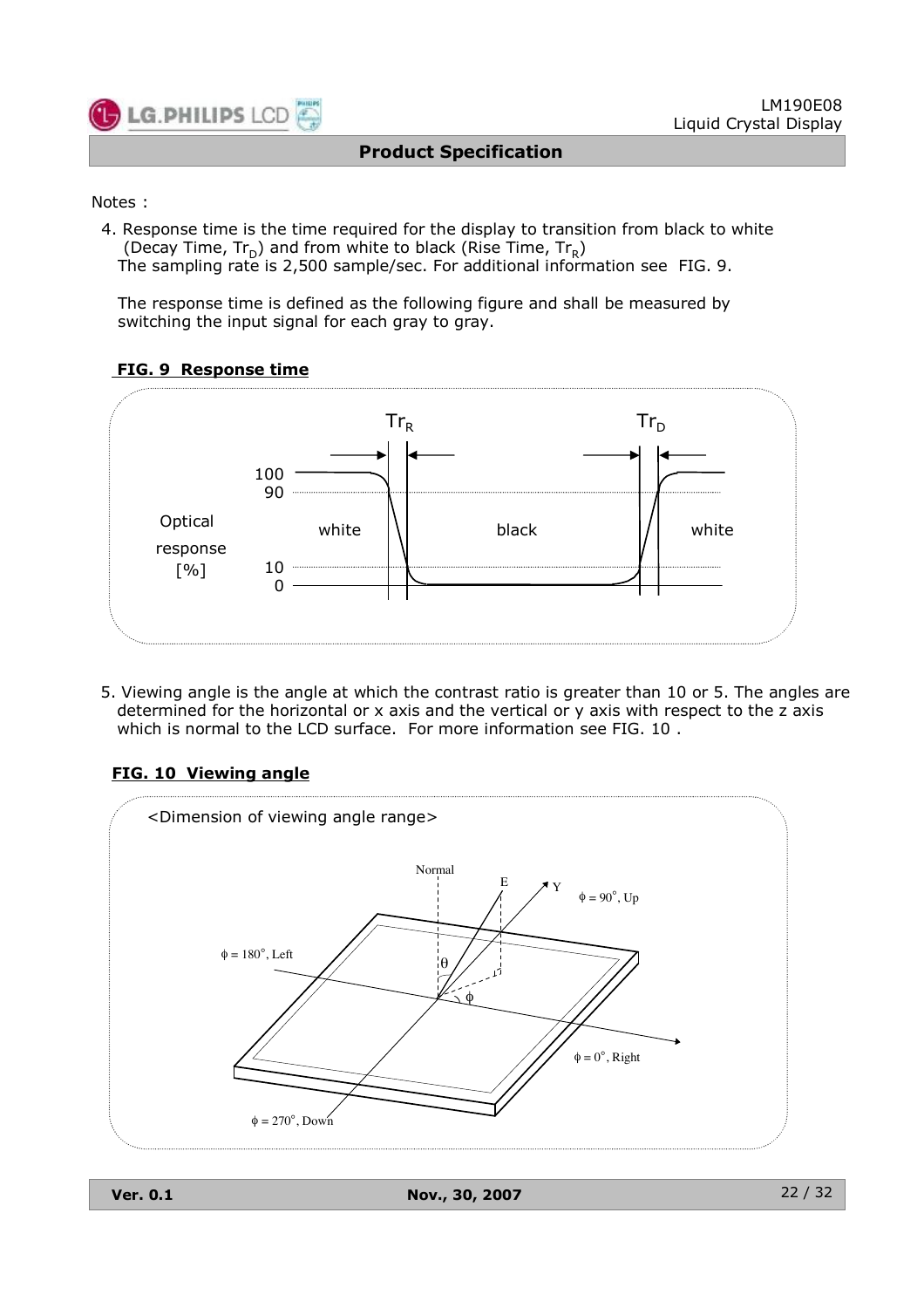Notes :

4. Response time is the time required for the display to transition from black to white (Decay Time, $Tr_D$) and from white to black (Rise Time, $Tr_R$)
   The sampling rate is 2,500 sample/sec. For additional information see FIG. 9.

   The response time is defined as the following figure and shall be measured by switching the input signal for each gray to gray.

**FIG. 9 Response time**

5. Viewing angle is the angle at which the contrast ratio is greater than 10 or 5. The angles are determined for the horizontal or x axis and the vertical or y axis with respect to the z axis which is normal to the LCD surface. For more information see FIG. 10 .

**FIG. 10 Viewing angle**

<Dimension of viewing angle range>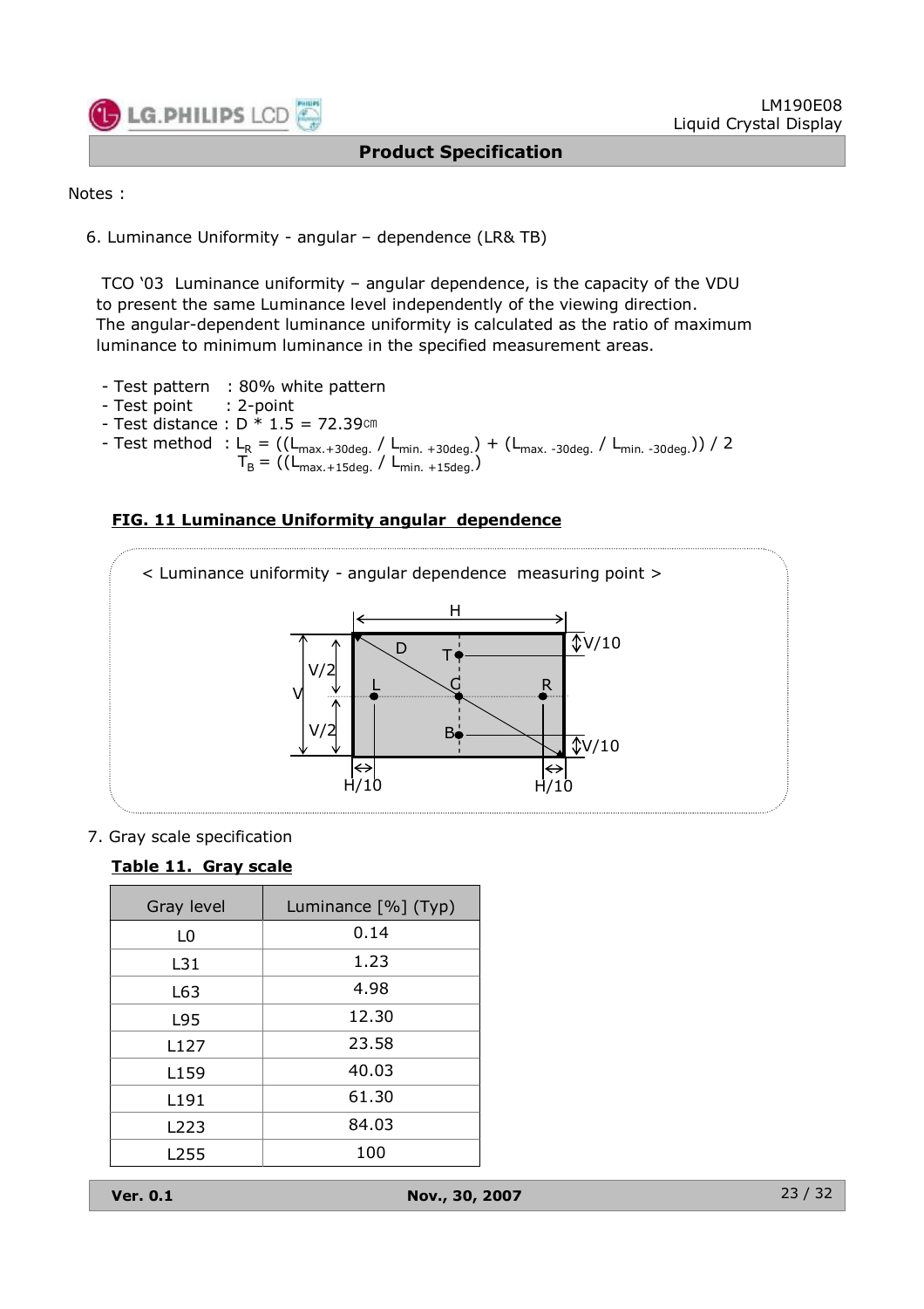Notes :

6. Luminance Uniformity - angular – dependence (LR& TB)

TCO '03 Luminance uniformity – angular dependence, is the capacity of the VDU to present the same Luminance level independently of the viewing direction.
The angular-dependent luminance uniformity is calculated as the ratio of maximum luminance to minimum luminance in the specified measurement areas.

- Test pattern : 80% white pattern
- Test point : 2-point
- Test distance : D * 1.5 = 72.39㎝
- Test method : $L_R = ((L_{max.+30deg.} / L_{min.+30deg.}) + (L_{max.-30deg.} / L_{min.-30deg.})) / 2$
  $T_B = ((L_{max.+15deg.} / L_{min.+15deg.})$

**FIG. 11 Luminance Uniformity angular dependence**

< Luminance uniformity - angular dependence measuring point >

7. Gray scale specification

**Table 11. Gray scale**

| Gray level | Luminance [%] (Typ) |
|---|---|
| L0 | 0.14 |
| L31 | 1.23 |
| L63 | 4.98 |
| L95 | 12.30 |
| L127 | 23.58 |
| L159 | 40.03 |
| L191 | 61.30 |
| L223 | 84.03 |
| L255 | 100 |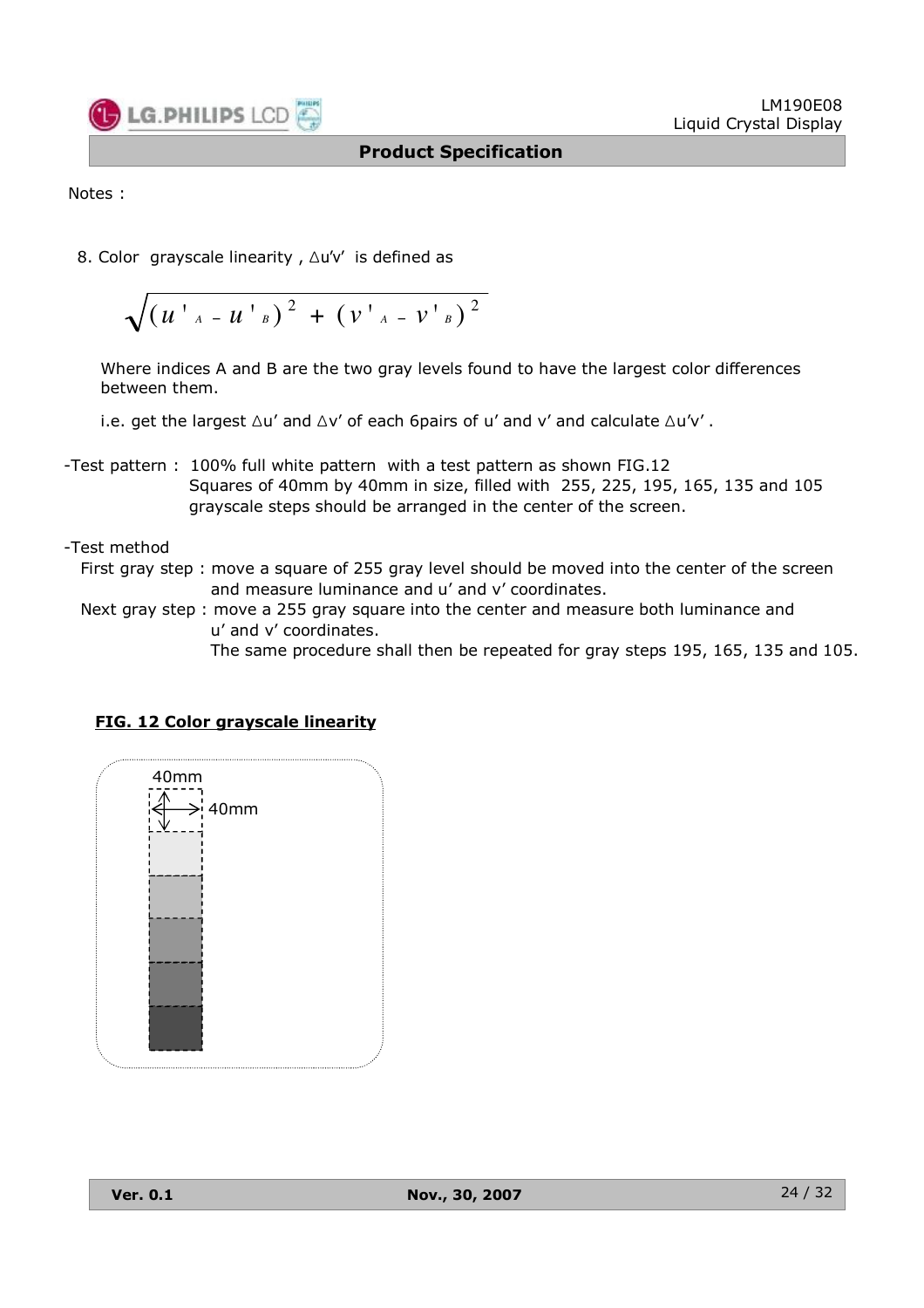Notes :

8. Color grayscale linearity , $\Delta u'v'$ is defined as

$$\sqrt{(u'_A - u'_B)^2 + (v'_A - v'_B)^2}$$

Where indices A and B are the two gray levels found to have the largest color differences between them.

i.e. get the largest $\Delta u'$ and $\Delta v'$ of each 6pairs of u' and v' and calculate $\Delta u'v'$ .

-Test pattern : 100% full white pattern with a test pattern as shown FIG.12
Squares of 40mm by 40mm in size, filled with 255, 225, 195, 165, 135 and 105 grayscale steps should be arranged in the center of the screen.

-Test method

First gray step : move a square of 255 gray level should be moved into the center of the screen and measure luminance and u' and v' coordinates.

Next gray step : move a 255 gray square into the center and measure both luminance and u' and v' coordinates.
The same procedure shall then be repeated for gray steps 195, 165, 135 and 105.

**FIG. 12 Color grayscale linearity**

40mm

40mm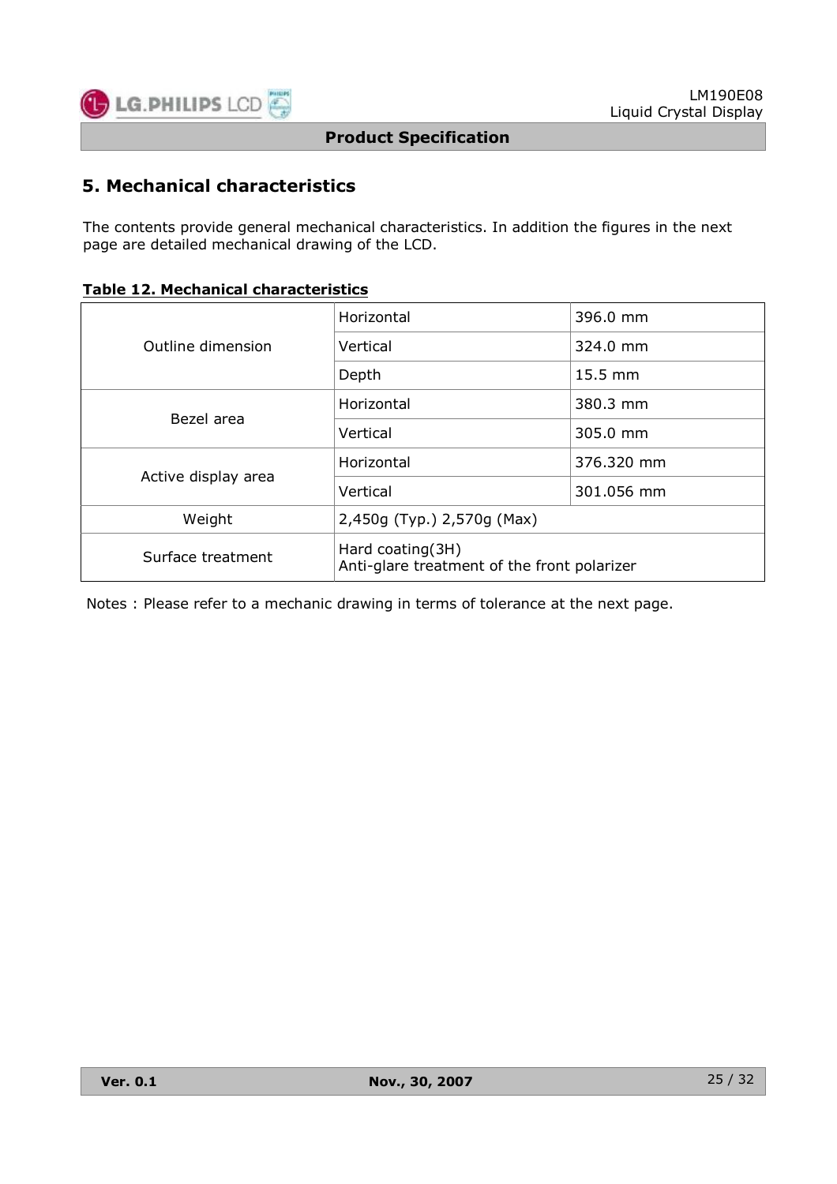## 5. Mechanical characteristics

The contents provide general mechanical characteristics. In addition the figures in the next page are detailed mechanical drawing of the LCD.

**Table 12. Mechanical characteristics**

| | | |
|---|---|---|
| Outline dimension | Horizontal | 396.0 mm |
| | Vertical | 324.0 mm |
| | Depth | 15.5 mm |
| Bezel area | Horizontal | 380.3 mm |
| | Vertical | 305.0 mm |
| Active display area | Horizontal | 376.320 mm |
| | Vertical | 301.056 mm |
| Weight | 2,450g (Typ.) 2,570g (Max) | |
| Surface treatment | Hard coating(3H)<br>Anti-glare treatment of the front polarizer | |

Notes : Please refer to a mechanic drawing in terms of tolerance at the next page.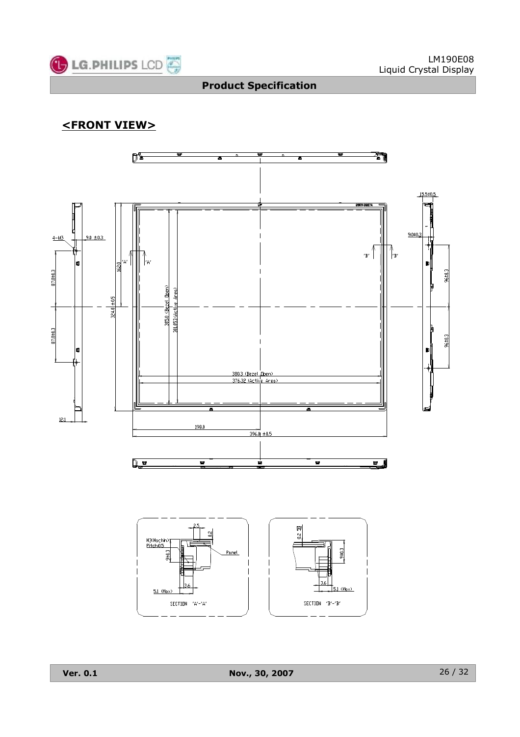## <FRONT VIEW>

4-M3

9.0 ±0.3

87.0±0.3

87.0±0.3

12.1

162.0

324.0 ±0.5

305.0 (Bezel Open)

301.053 (Active Area)

"A" "A"

"B" "B"

380.3 (Bezel Open)

376.32 (Active Area)

198.0

396.0 ±0.5

15.5±0.5

9.0±0.3

96±0.3

96±0.3

M3(Mochin) Pitch0.5

2.5

0.2

9±0.3

Panel

3.6

5.1 (Max)

SECTION "A"-"A"

0.2

9±0.3

3.6

5.1 (Max)

SECTION "B"-"B"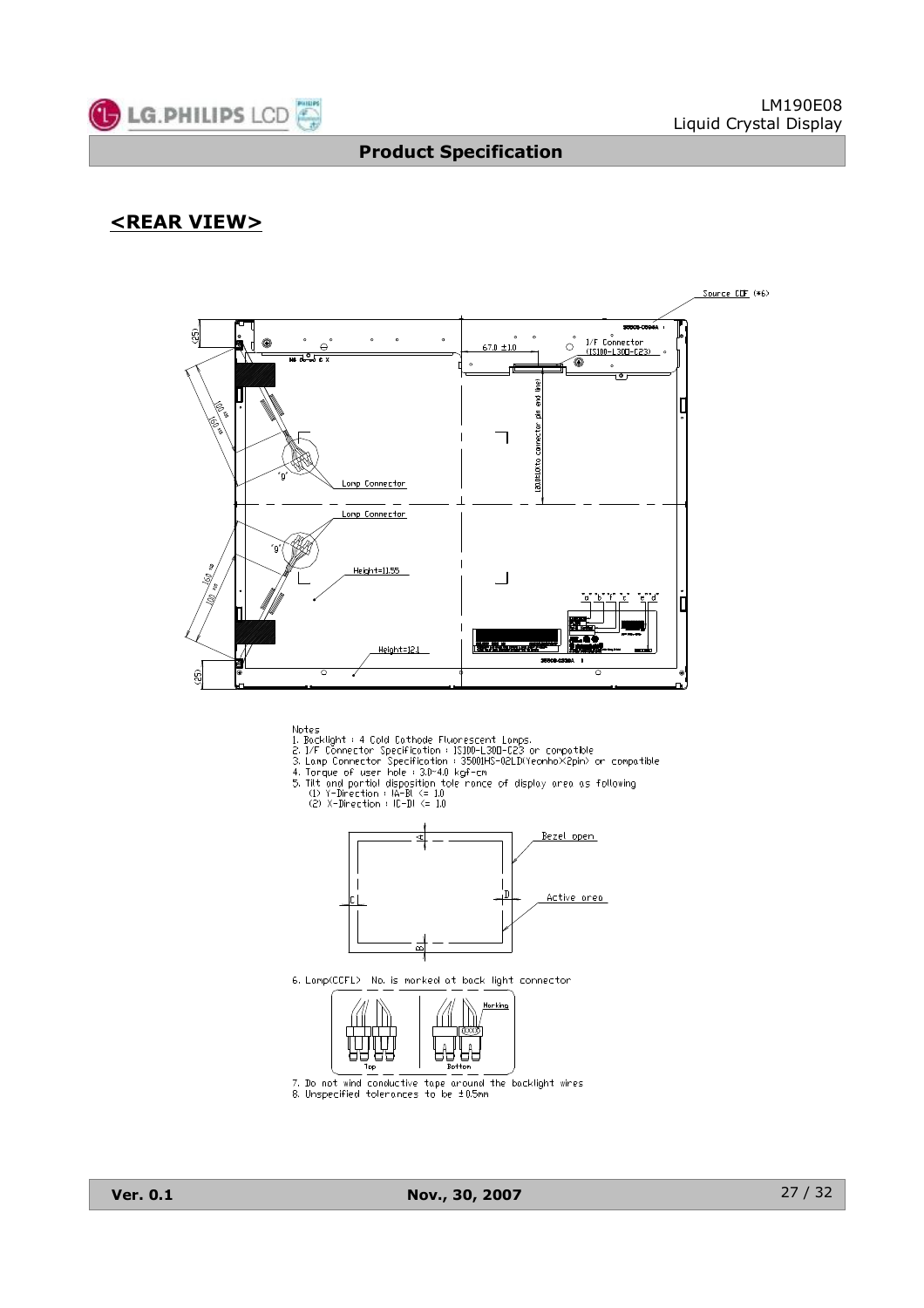## <REAR VIEW>

Notes
1. Backlight : 4 Cold Cathode Fluorescent Lamps.
2. I/F Connector Specification : IS100-L30O-C23 or compatible
3. Lamp Connector Specification : 35001HS-02LD(Yeonho×2pin) or compatible
4. Torque of user hole : 3.0~4.0 kgf-cm
5. Tilt and partial disposition tole rance of display area as following
   (1) Y-Direction : |A-B| <= 1.0
   (2) X-Direction : |C-D| <= 1.0

6. Lamp(CCFL) No. is marked at back light connector

7. Do not wind conductive tape around the backlight wires
8. Unspecified tolerances to be ±0.5mm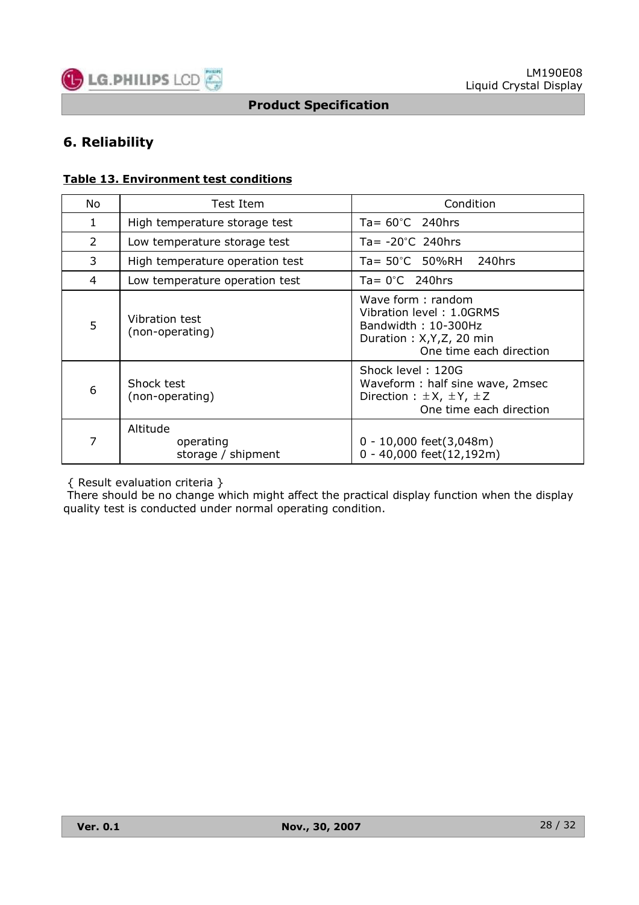## 6. Reliability

**Table 13. Environment test conditions**

| No | Test Item | Condition |
|---|---|---|
| 1 | High temperature storage test | Ta= 60°C 240hrs |
| 2 | Low temperature storage test | Ta= -20°C 240hrs |
| 3 | High temperature operation test | Ta= 50°C 50%RH 240hrs |
| 4 | Low temperature operation test | Ta= 0°C 240hrs |
| 5 | Vibration test (non-operating) | Wave form : random<br>Vibration level : 1.0GRMS<br>Bandwidth : 10-300Hz<br>Duration : X,Y,Z, 20 min<br>One time each direction |
| 6 | Shock test (non-operating) | Shock level : 120G<br>Waveform : half sine wave, 2msec<br>Direction : ±X, ±Y, ±Z<br>One time each direction |
| 7 | Altitude<br>operating<br>storage / shipment | <br>0 - 10,000 feet(3,048m)<br>0 - 40,000 feet(12,192m) |

{ Result evaluation criteria }
There should be no change which might affect the practical display function when the display quality test is conducted under normal operating condition.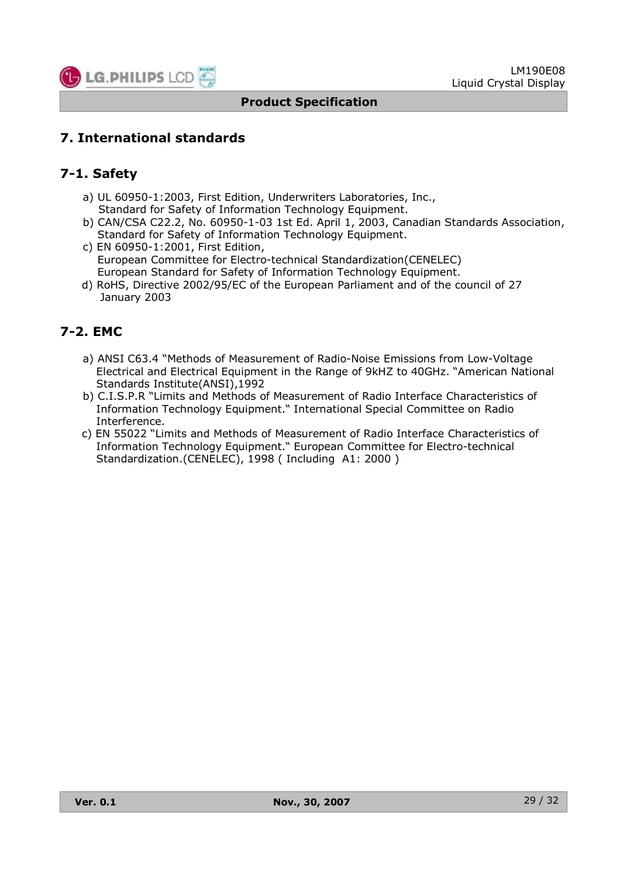# 7. International standards

## 7-1. Safety

a) UL 60950-1:2003, First Edition, Underwriters Laboratories, Inc., Standard for Safety of Information Technology Equipment.
b) CAN/CSA C22.2, No. 60950-1-03 1st Ed. April 1, 2003, Canadian Standards Association, Standard for Safety of Information Technology Equipment.
c) EN 60950-1:2001, First Edition, European Committee for Electro-technical Standardization(CENELEC) European Standard for Safety of Information Technology Equipment.
d) RoHS, Directive 2002/95/EC of the European Parliament and of the council of 27 January 2003

## 7-2. EMC

a) ANSI C63.4 "Methods of Measurement of Radio-Noise Emissions from Low-Voltage Electrical and Electrical Equipment in the Range of 9kHZ to 40GHz. "American National Standards Institute(ANSI),1992
b) C.I.S.P.R "Limits and Methods of Measurement of Radio Interface Characteristics of Information Technology Equipment." International Special Committee on Radio Interference.
c) EN 55022 "Limits and Methods of Measurement of Radio Interface Characteristics of Information Technology Equipment." European Committee for Electro-technical Standardization.(CENELEC), 1998 ( Including A1: 2000 )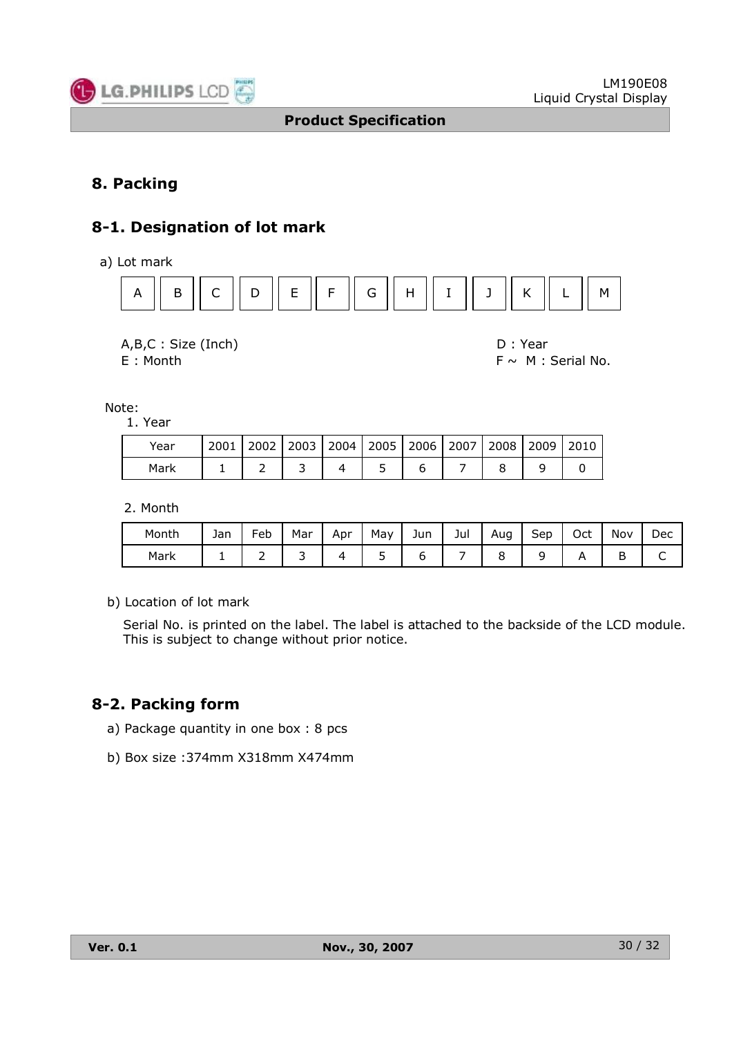## 8. Packing

### 8-1. Designation of lot mark

a) Lot mark

| A | B | C | D | E | F | G | H | I | J | K | L | M |
|---|---|---|---|---|---|---|---|---|---|---|---|---|

A,B,C : Size (Inch)
D : Year
E : Month
F ~ M : Serial No.

Note:

1. Year

| Year | 2001 | 2002 | 2003 | 2004 | 2005 | 2006 | 2007 | 2008 | 2009 | 2010 |
|---|---|---|---|---|---|---|---|---|---|---|
| Mark | 1 | 2 | 3 | 4 | 5 | 6 | 7 | 8 | 9 | 0 |

2. Month

| Month | Jan | Feb | Mar | Apr | May | Jun | Jul | Aug | Sep | Oct | Nov | Dec |
|---|---|---|---|---|---|---|---|---|---|---|---|---|
| Mark | 1 | 2 | 3 | 4 | 5 | 6 | 7 | 8 | 9 | A | B | C |

b) Location of lot mark

Serial No. is printed on the label. The label is attached to the backside of the LCD module.
This is subject to change without prior notice.

### 8-2. Packing form

a) Package quantity in one box : 8 pcs

b) Box size :374mm X318mm X474mm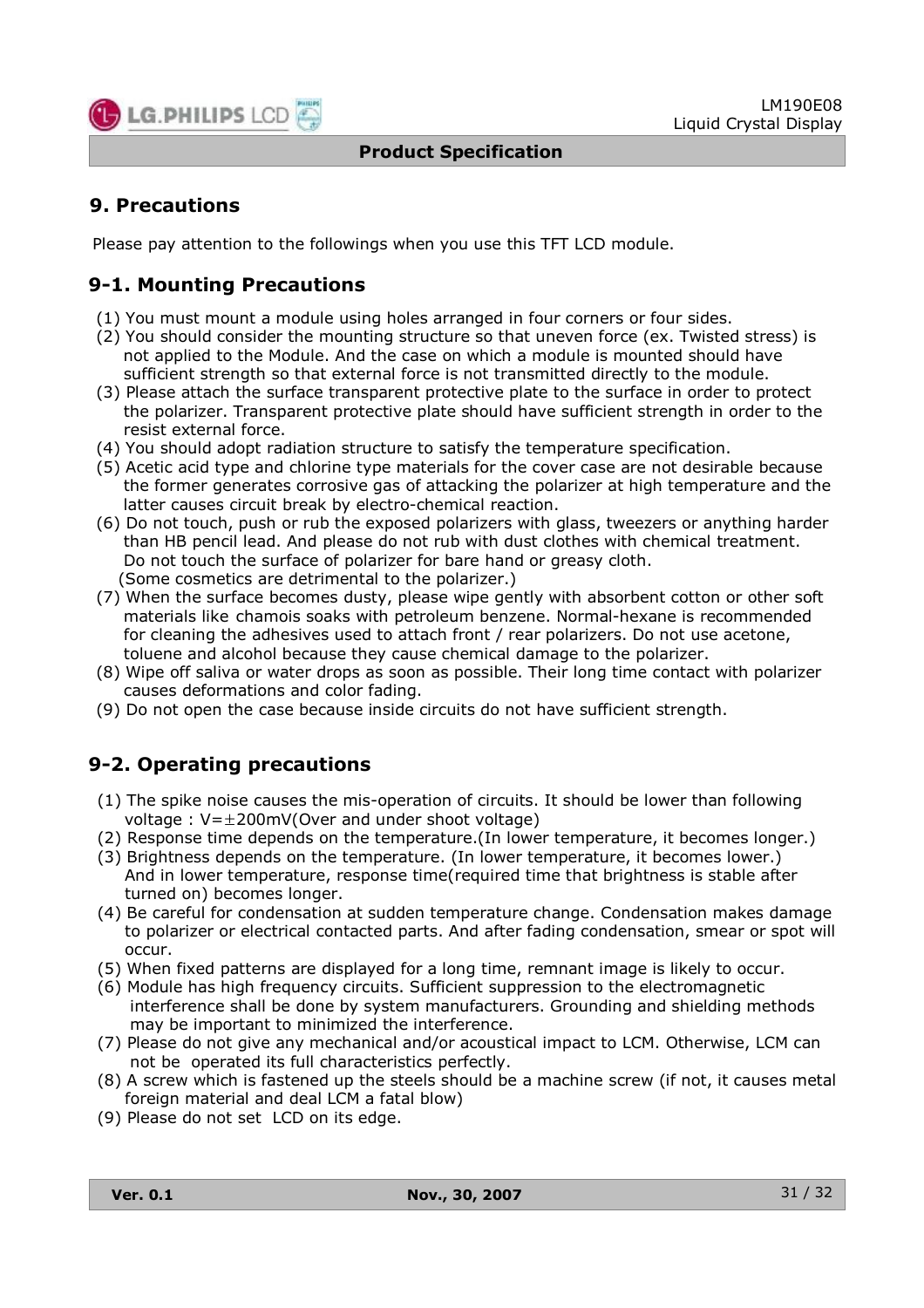## 9. Precautions

Please pay attention to the followings when you use this TFT LCD module.

### 9-1. Mounting Precautions

(1) You must mount a module using holes arranged in four corners or four sides.
(2) You should consider the mounting structure so that uneven force (ex. Twisted stress) is not applied to the Module. And the case on which a module is mounted should have sufficient strength so that external force is not transmitted directly to the module.
(3) Please attach the surface transparent protective plate to the surface in order to protect the polarizer. Transparent protective plate should have sufficient strength in order to the resist external force.
(4) You should adopt radiation structure to satisfy the temperature specification.
(5) Acetic acid type and chlorine type materials for the cover case are not desirable because the former generates corrosive gas of attacking the polarizer at high temperature and the latter causes circuit break by electro-chemical reaction.
(6) Do not touch, push or rub the exposed polarizers with glass, tweezers or anything harder than HB pencil lead. And please do not rub with dust clothes with chemical treatment. Do not touch the surface of polarizer for bare hand or greasy cloth. (Some cosmetics are detrimental to the polarizer.)
(7) When the surface becomes dusty, please wipe gently with absorbent cotton or other soft materials like chamois soaks with petroleum benzene. Normal-hexane is recommended for cleaning the adhesives used to attach front / rear polarizers. Do not use acetone, toluene and alcohol because they cause chemical damage to the polarizer.
(8) Wipe off saliva or water drops as soon as possible. Their long time contact with polarizer causes deformations and color fading.
(9) Do not open the case because inside circuits do not have sufficient strength.

### 9-2. Operating precautions

(1) The spike noise causes the mis-operation of circuits. It should be lower than following voltage : V=±200mV(Over and under shoot voltage)
(2) Response time depends on the temperature.(In lower temperature, it becomes longer.)
(3) Brightness depends on the temperature. (In lower temperature, it becomes lower.) And in lower temperature, response time(required time that brightness is stable after turned on) becomes longer.
(4) Be careful for condensation at sudden temperature change. Condensation makes damage to polarizer or electrical contacted parts. And after fading condensation, smear or spot will occur.
(5) When fixed patterns are displayed for a long time, remnant image is likely to occur.
(6) Module has high frequency circuits. Sufficient suppression to the electromagnetic interference shall be done by system manufacturers. Grounding and shielding methods may be important to minimized the interference.
(7) Please do not give any mechanical and/or acoustical impact to LCM. Otherwise, LCM can not be operated its full characteristics perfectly.
(8) A screw which is fastened up the steels should be a machine screw (if not, it causes metal foreign material and deal LCM a fatal blow)
(9) Please do not set LCD on its edge.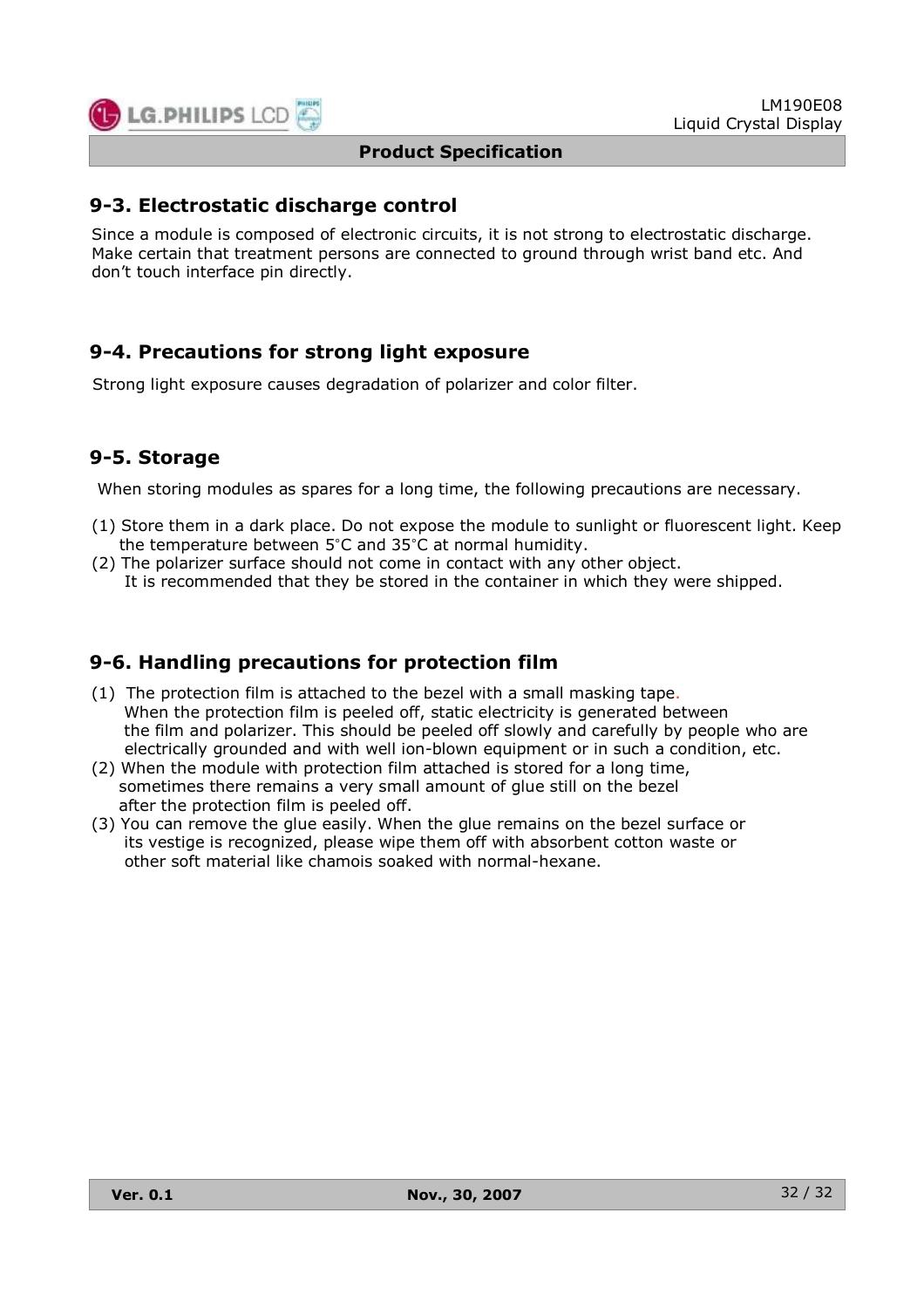## 9-3. Electrostatic discharge control

Since a module is composed of electronic circuits, it is not strong to electrostatic discharge. Make certain that treatment persons are connected to ground through wrist band etc. And don't touch interface pin directly.

## 9-4. Precautions for strong light exposure

Strong light exposure causes degradation of polarizer and color filter.

## 9-5. Storage

When storing modules as spares for a long time, the following precautions are necessary.

(1) Store them in a dark place. Do not expose the module to sunlight or fluorescent light. Keep the temperature between 5°C and 35°C at normal humidity.
(2) The polarizer surface should not come in contact with any other object.
It is recommended that they be stored in the container in which they were shipped.

## 9-6. Handling precautions for protection film

(1) The protection film is attached to the bezel with a small masking tape.
When the protection film is peeled off, static electricity is generated between the film and polarizer. This should be peeled off slowly and carefully by people who are electrically grounded and with well ion-blown equipment or in such a condition, etc.
(2) When the module with protection film attached is stored for a long time, sometimes there remains a very small amount of glue still on the bezel after the protection film is peeled off.
(3) You can remove the glue easily. When the glue remains on the bezel surface or its vestige is recognized, please wipe them off with absorbent cotton waste or other soft material like chamois soaked with normal-hexane.